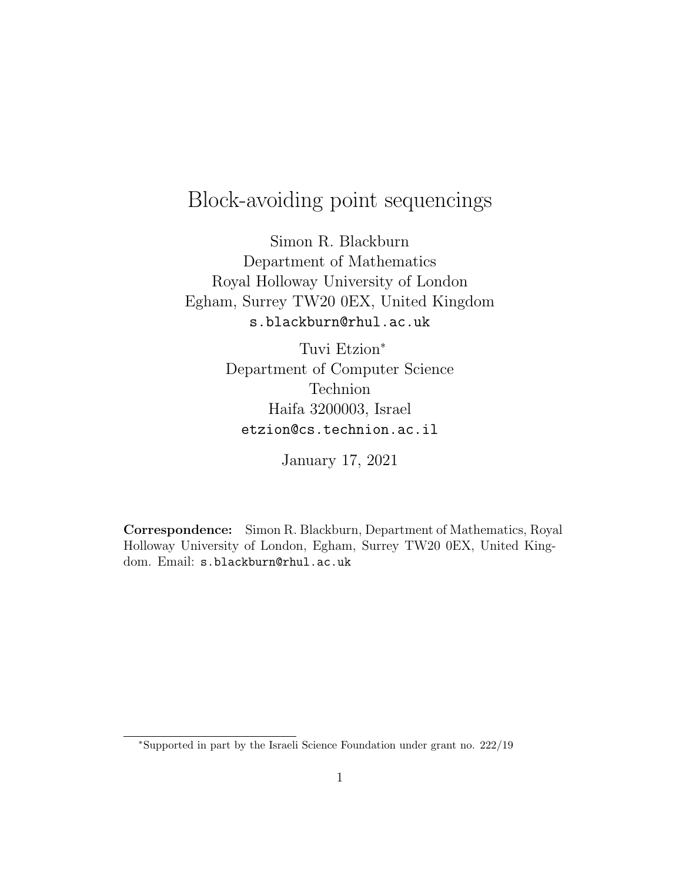# Block-avoiding point sequencings

Simon R. Blackburn
Department of Mathematics
Royal Holloway University of London
Egham, Surrey TW20 0EX, United Kingdom
`s.blackburn@rhul.ac.uk`

Tuvi Etzion*
Department of Computer Science
Technion
Haifa 3200003, Israel
`etzion@cs.technion.ac.il`

January 17, 2021

**Correspondence:** Simon R. Blackburn, Department of Mathematics, Royal Holloway University of London, Egham, Surrey TW20 0EX, United Kingdom. Email: `s.blackburn@rhul.ac.uk`

---

*Supported in part by the Israeli Science Foundation under grant no. 222/19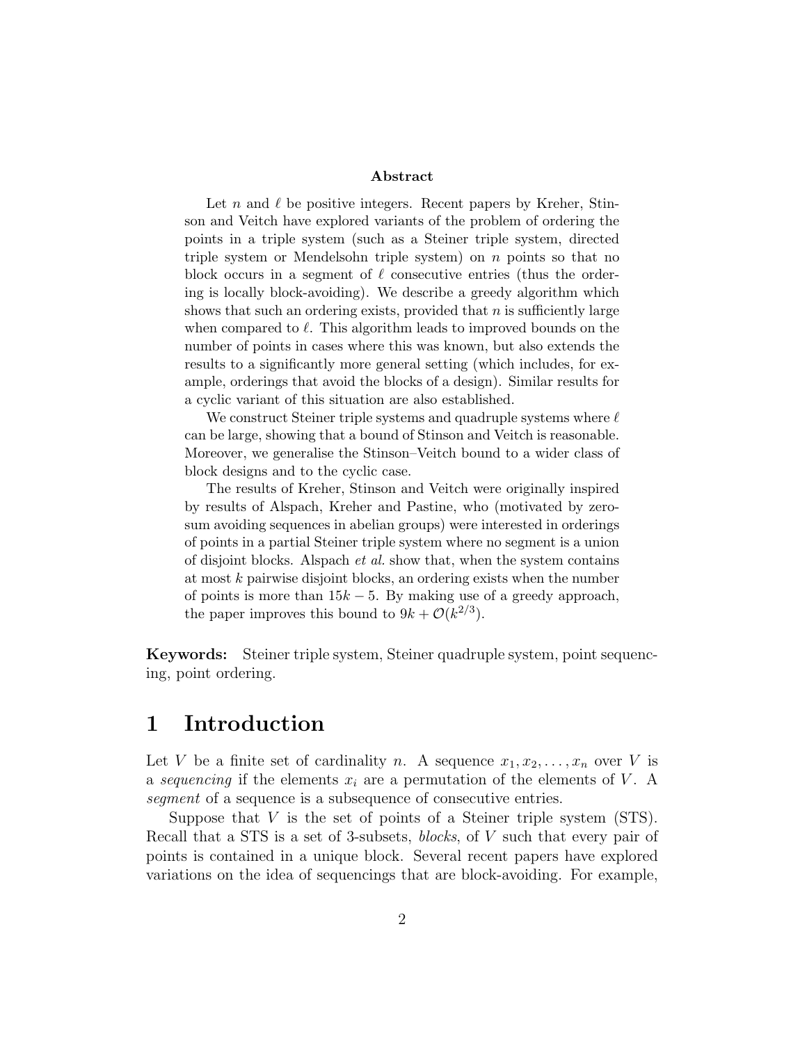**Abstract**

Let $n$ and $\ell$ be positive integers. Recent papers by Kreher, Stinson and Veitch have explored variants of the problem of ordering the points in a triple system (such as a Steiner triple system, directed triple system or Mendelsohn triple system) on $n$ points so that no block occurs in a segment of $\ell$ consecutive entries (thus the ordering is locally block-avoiding). We describe a greedy algorithm which shows that such an ordering exists, provided that $n$ is sufficiently large when compared to $\ell$. This algorithm leads to improved bounds on the number of points in cases where this was known, but also extends the results to a significantly more general setting (which includes, for example, orderings that avoid the blocks of a design). Similar results for a cyclic variant of this situation are also established.

We construct Steiner triple systems and quadruple systems where $\ell$ can be large, showing that a bound of Stinson and Veitch is reasonable. Moreover, we generalise the Stinson–Veitch bound to a wider class of block designs and to the cyclic case.

The results of Kreher, Stinson and Veitch were originally inspired by results of Alspach, Kreher and Pastine, who (motivated by zero-sum avoiding sequences in abelian groups) were interested in orderings of points in a partial Steiner triple system where no segment is a union of disjoint blocks. Alspach *et al.* show that, when the system contains at most $k$ pairwise disjoint blocks, an ordering exists when the number of points is more than $15k-5$. By making use of a greedy approach, the paper improves this bound to $9k+\mathcal{O}(k^{2/3})$.

**Keywords:** Steiner triple system, Steiner quadruple system, point sequencing, point ordering.

# 1 Introduction

Let $V$ be a finite set of cardinality $n$. A sequence $x_1, x_2, \dots, x_n$ over $V$ is a *sequencing* if the elements $x_i$ are a permutation of the elements of $V$. A *segment* of a sequence is a subsequence of consecutive entries.

Suppose that $V$ is the set of points of a Steiner triple system (STS). Recall that a STS is a set of 3-subsets, *blocks*, of $V$ such that every pair of points is contained in a unique block. Several recent papers have explored variations on the idea of sequencings that are block-avoiding. For example,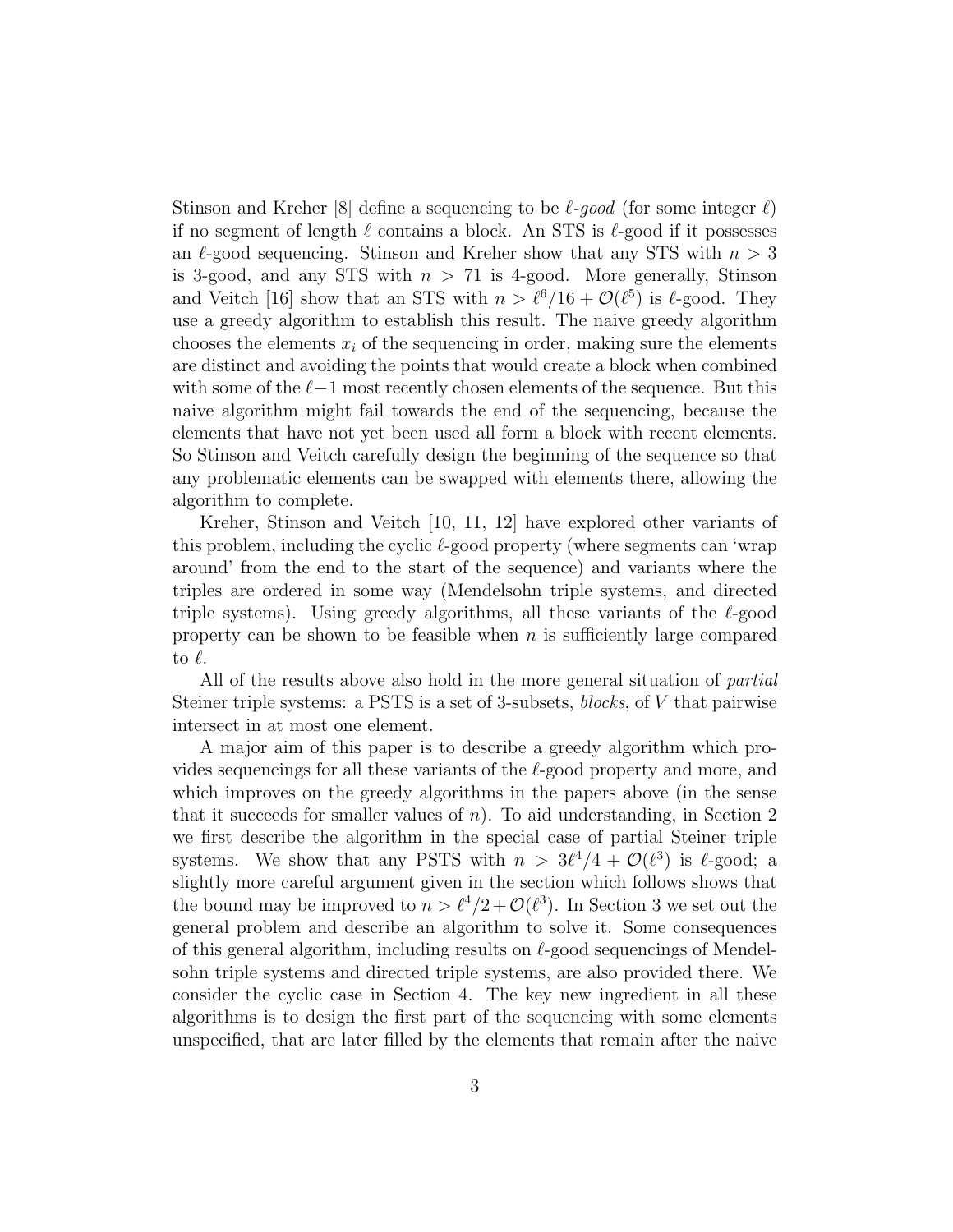Stinson and Kreher [8] define a sequencing to be *$\ell$-good* (for some integer $\ell$) if no segment of length $\ell$ contains a block. An STS is $\ell$-good if it possesses an $\ell$-good sequencing. Stinson and Kreher show that any STS with $n > 3$ is 3-good, and any STS with $n > 71$ is 4-good. More generally, Stinson and Veitch [16] show that an STS with $n > \ell^6/16 + \mathcal{O}(\ell^5)$ is $\ell$-good. They use a greedy algorithm to establish this result. The naive greedy algorithm chooses the elements $x_i$ of the sequencing in order, making sure the elements are distinct and avoiding the points that would create a block when combined with some of the $\ell-1$ most recently chosen elements of the sequence. But this naive algorithm might fail towards the end of the sequencing, because the elements that have not yet been used all form a block with recent elements. So Stinson and Veitch carefully design the beginning of the sequence so that any problematic elements can be swapped with elements there, allowing the algorithm to complete.

Kreher, Stinson and Veitch [10, 11, 12] have explored other variants of this problem, including the cyclic $\ell$-good property (where segments can 'wrap around' from the end to the start of the sequence) and variants where the triples are ordered in some way (Mendelsohn triple systems, and directed triple systems). Using greedy algorithms, all these variants of the $\ell$-good property can be shown to be feasible when $n$ is sufficiently large compared to $\ell$.

All of the results above also hold in the more general situation of *partial* Steiner triple systems: a PSTS is a set of 3-subsets, *blocks*, of $V$ that pairwise intersect in at most one element.

A major aim of this paper is to describe a greedy algorithm which provides sequencings for all these variants of the $\ell$-good property and more, and which improves on the greedy algorithms in the papers above (in the sense that it succeeds for smaller values of $n$). To aid understanding, in Section 2 we first describe the algorithm in the special case of partial Steiner triple systems. We show that any PSTS with $n > 3\ell^4/4 + \mathcal{O}(\ell^3)$ is $\ell$-good; a slightly more careful argument given in the section which follows shows that the bound may be improved to $n > \ell^4/2 + \mathcal{O}(\ell^3)$. In Section 3 we set out the general problem and describe an algorithm to solve it. Some consequences of this general algorithm, including results on $\ell$-good sequencings of Mendelsohn triple systems and directed triple systems, are also provided there. We consider the cyclic case in Section 4. The key new ingredient in all these algorithms is to design the first part of the sequencing with some elements unspecified, that are later filled by the elements that remain after the naive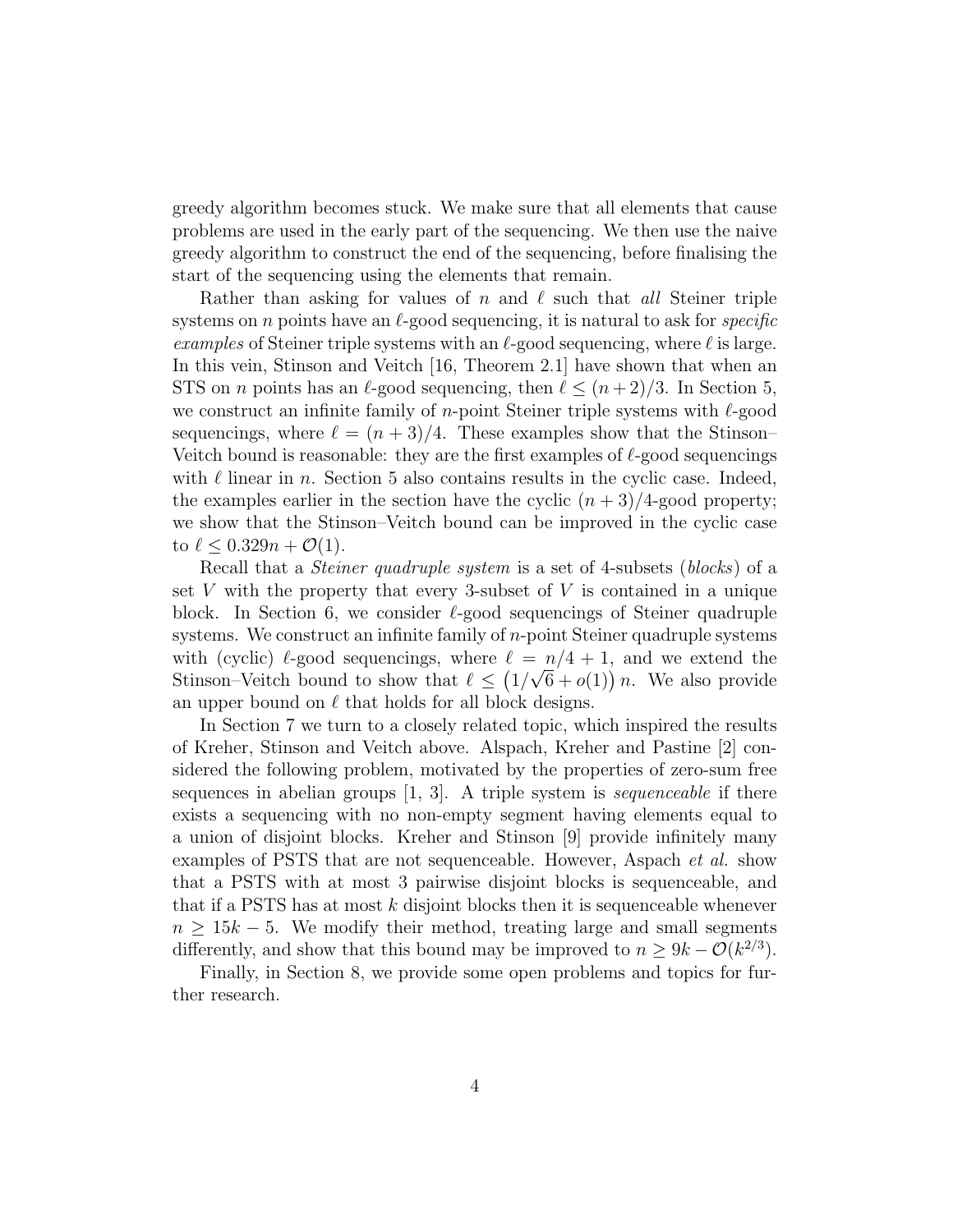greedy algorithm becomes stuck. We make sure that all elements that cause problems are used in the early part of the sequencing. We then use the naive greedy algorithm to construct the end of the sequencing, before finalising the start of the sequencing using the elements that remain.

Rather than asking for values of $n$ and $\ell$ such that *all* Steiner triple systems on $n$ points have an $\ell$-good sequencing, it is natural to ask for *specific examples* of Steiner triple systems with an $\ell$-good sequencing, where $\ell$ is large. In this vein, Stinson and Veitch [16, Theorem 2.1] have shown that when an STS on $n$ points has an $\ell$-good sequencing, then $\ell \leq (n+2)/3$. In Section 5, we construct an infinite family of $n$-point Steiner triple systems with $\ell$-good sequencings, where $\ell = (n+3)/4$. These examples show that the Stinson–Veitch bound is reasonable: they are the first examples of $\ell$-good sequencings with $\ell$ linear in $n$. Section 5 also contains results in the cyclic case. Indeed, the examples earlier in the section have the cyclic $(n+3)/4$-good property; we show that the Stinson–Veitch bound can be improved in the cyclic case to $\ell \leq 0.329n + \mathcal{O}(1)$.

Recall that a *Steiner quadruple system* is a set of 4-subsets (*blocks*) of a set $V$ with the property that every 3-subset of $V$ is contained in a unique block. In Section 6, we consider $\ell$-good sequencings of Steiner quadruple systems. We construct an infinite family of $n$-point Steiner quadruple systems with (cyclic) $\ell$-good sequencings, where $\ell = n/4 + 1$, and we extend the Stinson–Veitch bound to show that $\ell \leq \left(1/\sqrt{6} + o(1)\right) n$. We also provide an upper bound on $\ell$ that holds for all block designs.

In Section 7 we turn to a closely related topic, which inspired the results of Kreher, Stinson and Veitch above. Alspach, Kreher and Pastine [2] considered the following problem, motivated by the properties of zero-sum free sequences in abelian groups [1, 3]. A triple system is *sequenceable* if there exists a sequencing with no non-empty segment having elements equal to a union of disjoint blocks. Kreher and Stinson [9] provide infinitely many examples of PSTS that are not sequenceable. However, Aspach *et al.* show that a PSTS with at most 3 pairwise disjoint blocks is sequenceable, and that if a PSTS has at most $k$ disjoint blocks then it is sequenceable whenever $n \geq 15k - 5$. We modify their method, treating large and small segments differently, and show that this bound may be improved to $n \geq 9k - \mathcal{O}(k^{2/3})$.

Finally, in Section 8, we provide some open problems and topics for further research.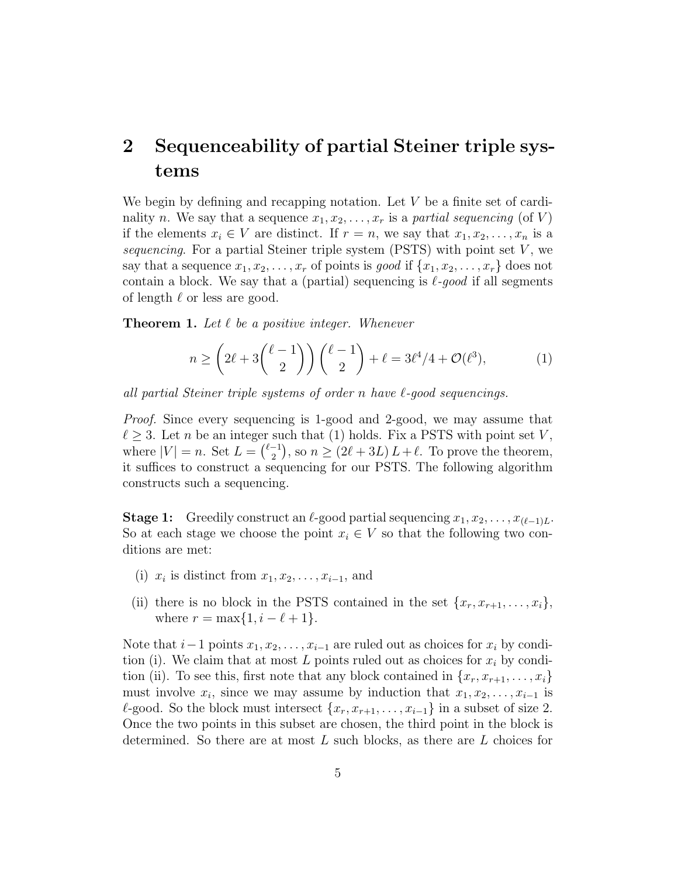## 2 Sequenceability of partial Steiner triple systems

We begin by defining and recapping notation. Let $V$ be a finite set of cardinality $n$. We say that a sequence $x_1, x_2, \ldots, x_r$ is a *partial sequencing* (of $V$) if the elements $x_i \in V$ are distinct. If $r = n$, we say that $x_1, x_2, \ldots, x_n$ is a *sequencing*. For a partial Steiner triple system (PSTS) with point set $V$, we say that a sequence $x_1, x_2, \ldots, x_r$ of points is *good* if $\{x_1, x_2, \ldots, x_r\}$ does not contain a block. We say that a (partial) sequencing is *$\ell$-good* if all segments of length $\ell$ or less are good.

**Theorem 1.** *Let $\ell$ be a positive integer. Whenever*

$$n \geq \left(2\ell + 3\binom{\ell-1}{2}\right)\binom{\ell-1}{2} + \ell = 3\ell^4/4 + \mathcal{O}(\ell^3), \tag{1}$$

*all partial Steiner triple systems of order $n$ have $\ell$-good sequencings.*

*Proof.* Since every sequencing is 1-good and 2-good, we may assume that $\ell \geq 3$. Let $n$ be an integer such that (1) holds. Fix a PSTS with point set $V$, where $|V| = n$. Set $L = \binom{\ell-1}{2}$, so $n \geq (2\ell + 3L)\,L + \ell$. To prove the theorem, it suffices to construct a sequencing for our PSTS. The following algorithm constructs such a sequencing.

**Stage 1:** Greedily construct an $\ell$-good partial sequencing $x_1, x_2, \ldots, x_{(\ell-1)L}$. So at each stage we choose the point $x_i \in V$ so that the following two conditions are met:

(i) $x_i$ is distinct from $x_1, x_2, \ldots, x_{i-1}$, and

(ii) there is no block in the PSTS contained in the set $\{x_r, x_{r+1}, \ldots, x_i\}$, where $r = \max\{1, i - \ell + 1\}$.

Note that $i-1$ points $x_1, x_2, \ldots, x_{i-1}$ are ruled out as choices for $x_i$ by condition (i). We claim that at most $L$ points ruled out as choices for $x_i$ by condition (ii). To see this, first note that any block contained in $\{x_r, x_{r+1}, \ldots, x_i\}$ must involve $x_i$, since we may assume by induction that $x_1, x_2, \ldots, x_{i-1}$ is $\ell$-good. So the block must intersect $\{x_r, x_{r+1}, \ldots, x_{i-1}\}$ in a subset of size 2. Once the two points in this subset are chosen, the third point in the block is determined. So there are at most $L$ such blocks, as there are $L$ choices for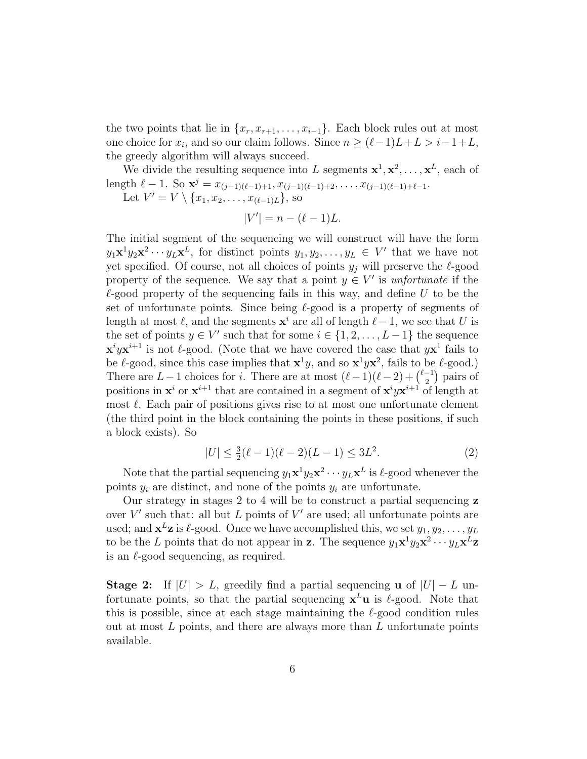the two points that lie in $\{x_r, x_{r+1}, \ldots, x_{i-1}\}$. Each block rules out at most one choice for $x_i$, and so our claim follows. Since $n \geq (\ell-1)L+L > i-1+L$, the greedy algorithm will always succeed.

We divide the resulting sequence into $L$ segments $\mathbf{x}^1, \mathbf{x}^2, \ldots, \mathbf{x}^L$, each of length $\ell - 1$. So $\mathbf{x}^j = x_{(j-1)(\ell-1)+1}, x_{(j-1)(\ell-1)+2}, \ldots, x_{(j-1)(\ell-1)+\ell-1}$.

Let $V' = V \setminus \{x_1, x_2, \ldots, x_{(\ell-1)L}\}$, so

$$|V'| = n - (\ell-1)L.$$

The initial segment of the sequencing we will construct will have the form $y_1\mathbf{x}^1 y_2 \mathbf{x}^2 \cdots y_L \mathbf{x}^L$, for distinct points $y_1, y_2, \ldots, y_L \in V'$ that we have not yet specified. Of course, not all choices of points $y_j$ will preserve the $\ell$-good property of the sequence. We say that a point $y \in V'$ is *unfortunate* if the $\ell$-good property of the sequencing fails in this way, and define $U$ to be the set of unfortunate points. Since being $\ell$-good is a property of segments of length at most $\ell$, and the segments $\mathbf{x}^i$ are all of length $\ell-1$, we see that $U$ is the set of points $y \in V'$ such that for some $i \in \{1, 2, \ldots, L-1\}$ the sequence $\mathbf{x}^i y \mathbf{x}^{i+1}$ is not $\ell$-good. (Note that we have covered the case that $y\mathbf{x}^1$ fails to be $\ell$-good, since this case implies that $\mathbf{x}^1 y$, and so $\mathbf{x}^1 y \mathbf{x}^2$, fails to be $\ell$-good.) There are $L-1$ choices for $i$. There are at most $(\ell-1)(\ell-2) + \binom{\ell-1}{2}$ pairs of positions in $\mathbf{x}^i$ or $\mathbf{x}^{i+1}$ that are contained in a segment of $\mathbf{x}^i y \mathbf{x}^{i+1}$ of length at most $\ell$. Each pair of positions gives rise to at most one unfortunate element (the third point in the block containing the points in these positions, if such a block exists). So

$$|U| \leq \tfrac{3}{2}(\ell-1)(\ell-2)(L-1) \leq 3L^2. \tag{2}$$

Note that the partial sequencing $y_1\mathbf{x}^1 y_2 \mathbf{x}^2 \cdots y_L \mathbf{x}^L$ is $\ell$-good whenever the points $y_i$ are distinct, and none of the points $y_i$ are unfortunate.

Our strategy in stages 2 to 4 will be to construct a partial sequencing $\mathbf{z}$ over $V'$ such that: all but $L$ points of $V'$ are used; all unfortunate points are used; and $\mathbf{x}^L \mathbf{z}$ is $\ell$-good. Once we have accomplished this, we set $y_1, y_2, \ldots, y_L$ to be the $L$ points that do not appear in $\mathbf{z}$. The sequence $y_1\mathbf{x}^1 y_2 \mathbf{x}^2 \cdots y_L \mathbf{x}^L \mathbf{z}$ is an $\ell$-good sequencing, as required.

**Stage 2:** If $|U| > L$, greedily find a partial sequencing $\mathbf{u}$ of $|U| - L$ unfortunate points, so that the partial sequencing $\mathbf{x}^L \mathbf{u}$ is $\ell$-good. Note that this is possible, since at each stage maintaining the $\ell$-good condition rules out at most $L$ points, and there are always more than $L$ unfortunate points available.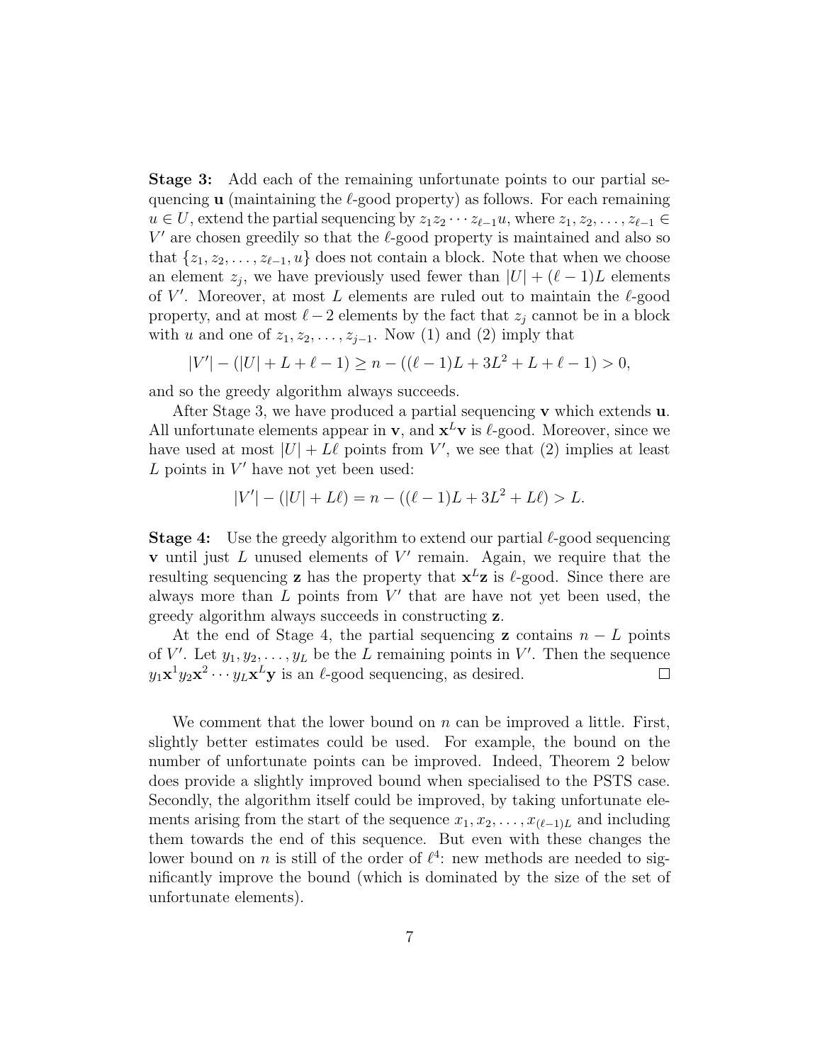**Stage 3:** Add each of the remaining unfortunate points to our partial sequencing $\mathbf{u}$ (maintaining the $\ell$-good property) as follows. For each remaining $u \in U$, extend the partial sequencing by $z_1 z_2 \cdots z_{\ell-1} u$, where $z_1, z_2, \ldots, z_{\ell-1} \in V'$ are chosen greedily so that the $\ell$-good property is maintained and also so that $\{z_1, z_2, \ldots, z_{\ell-1}, u\}$ does not contain a block. Note that when we choose an element $z_j$, we have previously used fewer than $|U| + (\ell-1)L$ elements of $V'$. Moreover, at most $L$ elements are ruled out to maintain the $\ell$-good property, and at most $\ell - 2$ elements by the fact that $z_j$ cannot be in a block with $u$ and one of $z_1, z_2, \ldots, z_{j-1}$. Now (1) and (2) imply that

$$|V'| - (|U| + L + \ell - 1) \geq n - ((\ell-1)L + 3L^2 + L + \ell - 1) > 0,$$

and so the greedy algorithm always succeeds.

After Stage 3, we have produced a partial sequencing $\mathbf{v}$ which extends $\mathbf{u}$. All unfortunate elements appear in $\mathbf{v}$, and $\mathbf{x}^L\mathbf{v}$ is $\ell$-good. Moreover, since we have used at most $|U| + L\ell$ points from $V'$, we see that (2) implies at least $L$ points in $V'$ have not yet been used:

$$|V'| - (|U| + L\ell) = n - ((\ell-1)L + 3L^2 + L\ell) > L.$$

**Stage 4:** Use the greedy algorithm to extend our partial $\ell$-good sequencing $\mathbf{v}$ until just $L$ unused elements of $V'$ remain. Again, we require that the resulting sequencing $\mathbf{z}$ has the property that $\mathbf{x}^L\mathbf{z}$ is $\ell$-good. Since there are always more than $L$ points from $V'$ that are have not yet been used, the greedy algorithm always succeeds in constructing $\mathbf{z}$.

At the end of Stage 4, the partial sequencing $\mathbf{z}$ contains $n - L$ points of $V'$. Let $y_1, y_2, \ldots, y_L$ be the $L$ remaining points in $V'$. Then the sequence $y_1\mathbf{x}^1 y_2 \mathbf{x}^2 \cdots y_L \mathbf{x}^L \mathbf{y}$ is an $\ell$-good sequencing, as desired. □

We comment that the lower bound on $n$ can be improved a little. First, slightly better estimates could be used. For example, the bound on the number of unfortunate points can be improved. Indeed, Theorem 2 below does provide a slightly improved bound when specialised to the PSTS case. Secondly, the algorithm itself could be improved, by taking unfortunate elements arising from the start of the sequence $x_1, x_2, \ldots, x_{(\ell-1)L}$ and including them towards the end of this sequence. But even with these changes the lower bound on $n$ is still of the order of $\ell^4$: new methods are needed to significantly improve the bound (which is dominated by the size of the set of unfortunate elements).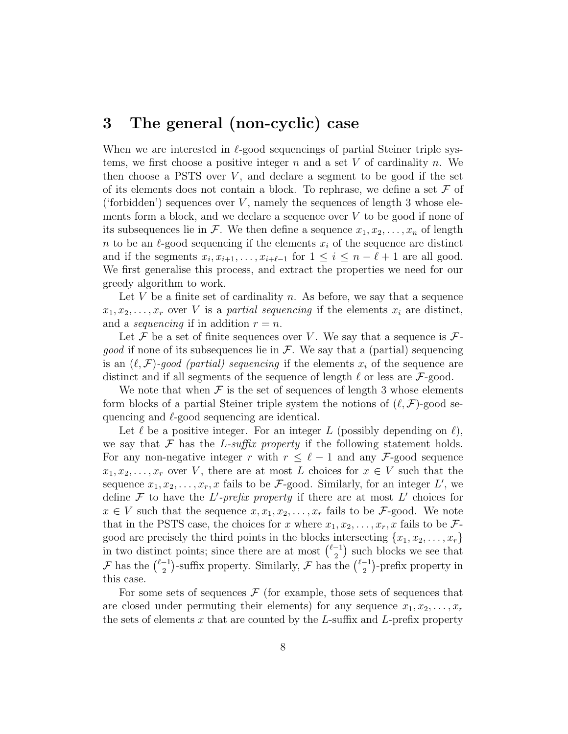## 3 The general (non-cyclic) case

When we are interested in $\ell$-good sequencings of partial Steiner triple systems, we first choose a positive integer $n$ and a set $V$ of cardinality $n$. We then choose a PSTS over $V$, and declare a segment to be good if the set of its elements does not contain a block. To rephrase, we define a set $\mathcal{F}$ of ('forbidden') sequences over $V$, namely the sequences of length 3 whose elements form a block, and we declare a sequence over $V$ to be good if none of its subsequences lie in $\mathcal{F}$. We then define a sequence $x_1, x_2, \ldots, x_n$ of length $n$ to be an $\ell$-good sequencing if the elements $x_i$ of the sequence are distinct and if the segments $x_i, x_{i+1}, \ldots, x_{i+\ell-1}$ for $1 \leq i \leq n - \ell + 1$ are all good. We first generalise this process, and extract the properties we need for our greedy algorithm to work.

Let $V$ be a finite set of cardinality $n$. As before, we say that a sequence $x_1, x_2, \ldots, x_r$ over $V$ is a *partial sequencing* if the elements $x_i$ are distinct, and a *sequencing* if in addition $r = n$.

Let $\mathcal{F}$ be a set of finite sequences over $V$. We say that a sequence is $\mathcal{F}$-*good* if none of its subsequences lie in $\mathcal{F}$. We say that a (partial) sequencing is an $(\ell, \mathcal{F})$-*good (partial) sequencing* if the elements $x_i$ of the sequence are distinct and if all segments of the sequence of length $\ell$ or less are $\mathcal{F}$-good.

We note that when $\mathcal{F}$ is the set of sequences of length 3 whose elements form blocks of a partial Steiner triple system the notions of $(\ell, \mathcal{F})$-good sequencing and $\ell$-good sequencing are identical.

Let $\ell$ be a positive integer. For an integer $L$ (possibly depending on $\ell$), we say that $\mathcal{F}$ has the *$L$-suffix property* if the following statement holds. For any non-negative integer $r$ with $r \leq \ell - 1$ and any $\mathcal{F}$-good sequence $x_1, x_2, \ldots, x_r$ over $V$, there are at most $L$ choices for $x \in V$ such that the sequence $x_1, x_2, \ldots, x_r, x$ fails to be $\mathcal{F}$-good. Similarly, for an integer $L'$, we define $\mathcal{F}$ to have the *$L'$-prefix property* if there are at most $L'$ choices for $x \in V$ such that the sequence $x, x_1, x_2, \ldots, x_r$ fails to be $\mathcal{F}$-good. We note that in the PSTS case, the choices for $x$ where $x_1, x_2, \ldots, x_r, x$ fails to be $\mathcal{F}$-good are precisely the third points in the blocks intersecting $\{x_1, x_2, \ldots, x_r\}$ in two distinct points; since there are at most $\binom{\ell-1}{2}$ such blocks we see that $\mathcal{F}$ has the $\binom{\ell-1}{2}$-suffix property. Similarly, $\mathcal{F}$ has the $\binom{\ell-1}{2}$-prefix property in this case.

For some sets of sequences $\mathcal{F}$ (for example, those sets of sequences that are closed under permuting their elements) for any sequence $x_1, x_2, \ldots, x_r$ the sets of elements $x$ that are counted by the $L$-suffix and $L$-prefix property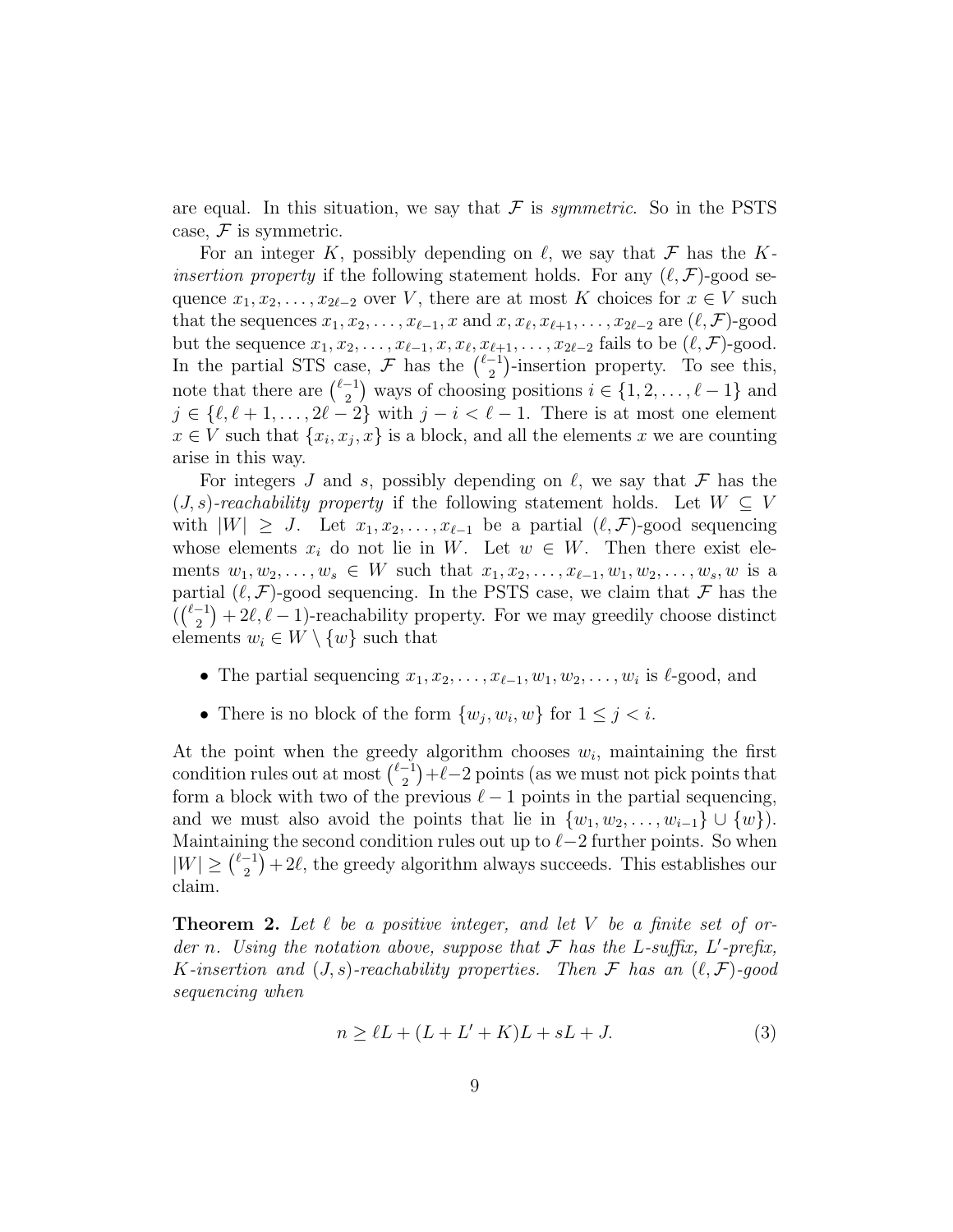are equal. In this situation, we say that $\mathcal{F}$ is *symmetric*. So in the PSTS case, $\mathcal{F}$ is symmetric.

For an integer $K$, possibly depending on $\ell$, we say that $\mathcal{F}$ has the $K$-*insertion property* if the following statement holds. For any $(\ell, \mathcal{F})$-good sequence $x_1, x_2, \ldots, x_{2\ell-2}$ over $V$, there are at most $K$ choices for $x \in V$ such that the sequences $x_1, x_2, \ldots, x_{\ell-1}, x$ and $x, x_\ell, x_{\ell+1}, \ldots, x_{2\ell-2}$ are $(\ell, \mathcal{F})$-good but the sequence $x_1, x_2, \ldots, x_{\ell-1}, x, x_\ell, x_{\ell+1}, \ldots, x_{2\ell-2}$ fails to be $(\ell, \mathcal{F})$-good. In the partial STS case, $\mathcal{F}$ has the $\binom{\ell-1}{2}$-insertion property. To see this, note that there are $\binom{\ell-1}{2}$ ways of choosing positions $i \in \{1, 2, \ldots, \ell-1\}$ and $j \in \{\ell, \ell+1, \ldots, 2\ell-2\}$ with $j - i < \ell - 1$. There is at most one element $x \in V$ such that $\{x_i, x_j, x\}$ is a block, and all the elements $x$ we are counting arise in this way.

For integers $J$ and $s$, possibly depending on $\ell$, we say that $\mathcal{F}$ has the $(J, s)$-*reachability property* if the following statement holds. Let $W \subseteq V$ with $|W| \geq J$. Let $x_1, x_2, \ldots, x_{\ell-1}$ be a partial $(\ell, \mathcal{F})$-good sequencing whose elements $x_i$ do not lie in $W$. Let $w \in W$. Then there exist elements $w_1, w_2, \ldots, w_s \in W$ such that $x_1, x_2, \ldots, x_{\ell-1}, w_1, w_2, \ldots, w_s, w$ is a partial $(\ell, \mathcal{F})$-good sequencing. In the PSTS case, we claim that $\mathcal{F}$ has the $(\binom{\ell-1}{2} + 2\ell, \ell - 1)$-reachability property. For we may greedily choose distinct elements $w_i \in W \setminus \{w\}$ such that

- The partial sequencing $x_1, x_2, \ldots, x_{\ell-1}, w_1, w_2, \ldots, w_i$ is $\ell$-good, and
- There is no block of the form $\{w_j, w_i, w\}$ for $1 \leq j < i$.

At the point when the greedy algorithm chooses $w_i$, maintaining the first condition rules out at most $\binom{\ell-1}{2} + \ell - 2$ points (as we must not pick points that form a block with two of the previous $\ell - 1$ points in the partial sequencing, and we must also avoid the points that lie in $\{w_1, w_2, \ldots, w_{i-1}\} \cup \{w\}$). Maintaining the second condition rules out up to $\ell - 2$ further points. So when $|W| \geq \binom{\ell-1}{2} + 2\ell$, the greedy algorithm always succeeds. This establishes our claim.

**Theorem 2.** *Let $\ell$ be a positive integer, and let $V$ be a finite set of order $n$. Using the notation above, suppose that $\mathcal{F}$ has the $L$-suffix, $L'$-prefix, $K$-insertion and $(J, s)$-reachability properties. Then $\mathcal{F}$ has an $(\ell, \mathcal{F})$-good sequencing when*

$$n \geq \ell L + (L + L' + K)L + sL + J. \tag{3}$$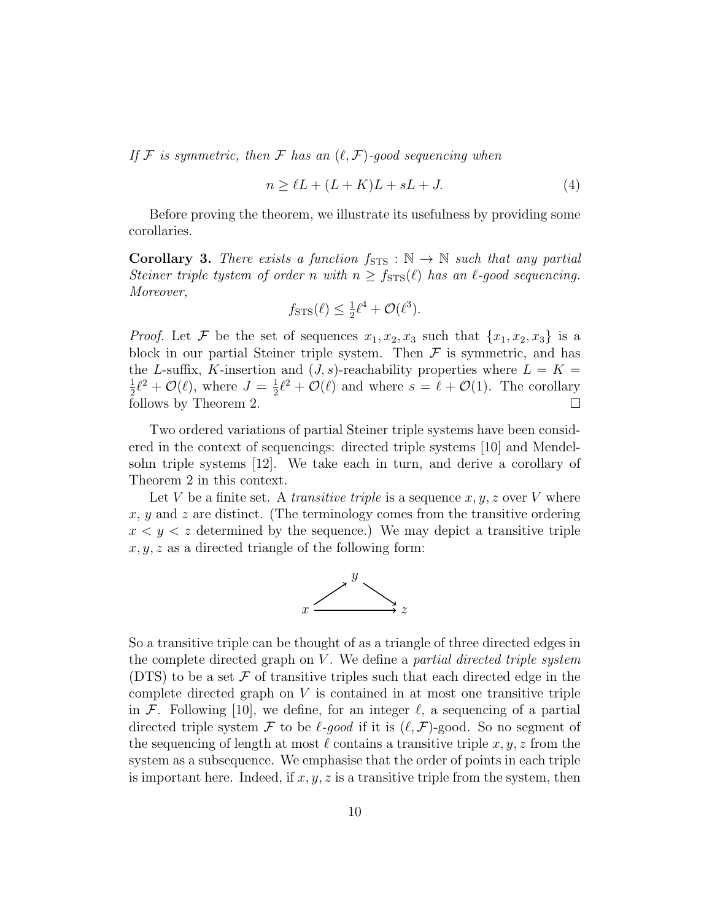*If $\mathcal{F}$ is symmetric, then $\mathcal{F}$ has an $(\ell, \mathcal{F})$-good sequencing when*

$$n \geq \ell L + (L + K)L + sL + J. \tag{4}$$

Before proving the theorem, we illustrate its usefulness by providing some corollaries.

**Corollary 3.** *There exists a function $f_{\mathrm{STS}} : \mathbb{N} \to \mathbb{N}$ such that any partial Steiner triple tystem of order $n$ with $n \geq f_{\mathrm{STS}}(\ell)$ has an $\ell$-good sequencing. Moreover,*

$$f_{\mathrm{STS}}(\ell) \leq \tfrac{1}{2}\ell^4 + \mathcal{O}(\ell^3).$$

*Proof.* Let $\mathcal{F}$ be the set of sequences $x_1, x_2, x_3$ such that $\{x_1, x_2, x_3\}$ is a block in our partial Steiner triple system. Then $\mathcal{F}$ is symmetric, and has the $L$-suffix, $K$-insertion and $(J, s)$-reachability properties where $L = K = \frac{1}{2}\ell^2 + \mathcal{O}(\ell)$, where $J = \frac{1}{2}\ell^2 + \mathcal{O}(\ell)$ and where $s = \ell + \mathcal{O}(1)$. The corollary follows by Theorem 2. □

Two ordered variations of partial Steiner triple systems have been considered in the context of sequencings: directed triple systems [10] and Mendelsohn triple systems [12]. We take each in turn, and derive a corollary of Theorem 2 in this context.

Let $V$ be a finite set. A *transitive triple* is a sequence $x, y, z$ over $V$ where $x$, $y$ and $z$ are distinct. (The terminology comes from the transitive ordering $x < y < z$ determined by the sequence.) We may depict a transitive triple $x, y, z$ as a directed triangle of the following form:

$$x \to y, \quad y \to z, \quad x \to z$$

So a transitive triple can be thought of as a triangle of three directed edges in the complete directed graph on $V$. We define a *partial directed triple system* (DTS) to be a set $\mathcal{F}$ of transitive triples such that each directed edge in the complete directed graph on $V$ is contained in at most one transitive triple in $\mathcal{F}$. Following [10], we define, for an integer $\ell$, a sequencing of a partial directed triple system $\mathcal{F}$ to be *$\ell$-good* if it is $(\ell, \mathcal{F})$-good. So no segment of the sequencing of length at most $\ell$ contains a transitive triple $x, y, z$ from the system as a subsequence. We emphasise that the order of points in each triple is important here. Indeed, if $x, y, z$ is a transitive triple from the system, then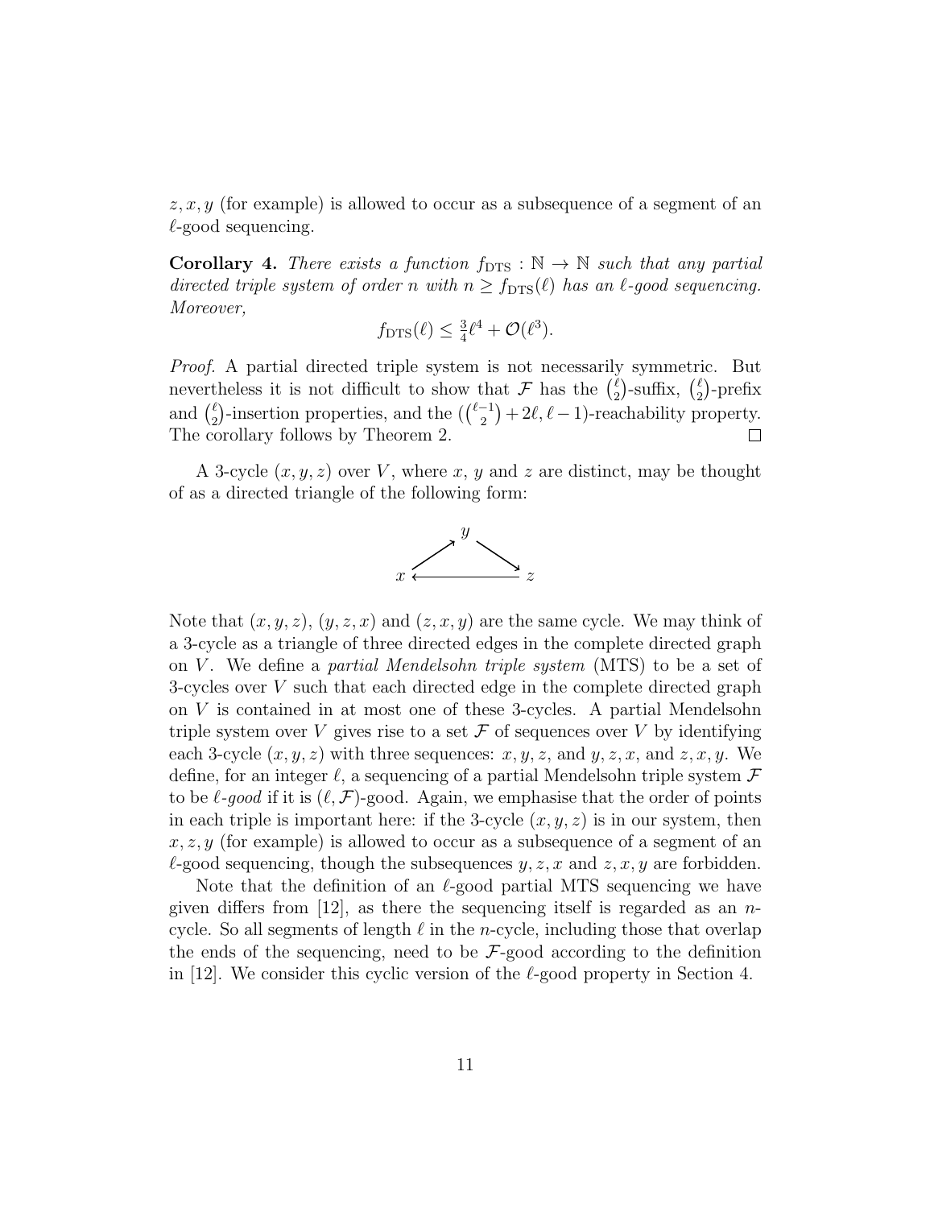$z, x, y$ (for example) is allowed to occur as a subsequence of a segment of an $\ell$-good sequencing.

**Corollary 4.** *There exists a function $f_{\mathrm{DTS}} : \mathbb{N} \to \mathbb{N}$ such that any partial directed triple system of order $n$ with $n \geq f_{\mathrm{DTS}}(\ell)$ has an $\ell$-good sequencing. Moreover,*

$$f_{\mathrm{DTS}}(\ell) \leq \tfrac{3}{4}\ell^4 + \mathcal{O}(\ell^3).$$

*Proof.* A partial directed triple system is not necessarily symmetric. But nevertheless it is not difficult to show that $\mathcal{F}$ has the $\binom{\ell}{2}$-suffix, $\binom{\ell}{2}$-prefix and $\binom{\ell}{2}$-insertion properties, and the $(\binom{\ell-1}{2} + 2\ell, \ell - 1)$-reachability property. The corollary follows by Theorem 2. $\square$

A 3-cycle $(x, y, z)$ over $V$, where $x$, $y$ and $z$ are distinct, may be thought of as a directed triangle of the following form:

$$x \to y \to z \to x$$

Note that $(x, y, z)$, $(y, z, x)$ and $(z, x, y)$ are the same cycle. We may think of a 3-cycle as a triangle of three directed edges in the complete directed graph on $V$. We define a *partial Mendelsohn triple system* (MTS) to be a set of 3-cycles over $V$ such that each directed edge in the complete directed graph on $V$ is contained in at most one of these 3-cycles. A partial Mendelsohn triple system over $V$ gives rise to a set $\mathcal{F}$ of sequences over $V$ by identifying each 3-cycle $(x, y, z)$ with three sequences: $x, y, z$, and $y, z, x$, and $z, x, y$. We define, for an integer $\ell$, a sequencing of a partial Mendelsohn triple system $\mathcal{F}$ to be *$\ell$-good* if it is $(\ell, \mathcal{F})$-good. Again, we emphasise that the order of points in each triple is important here: if the 3-cycle $(x, y, z)$ is in our system, then $x, z, y$ (for example) is allowed to occur as a subsequence of a segment of an $\ell$-good sequencing, though the subsequences $y, z, x$ and $z, x, y$ are forbidden.

Note that the definition of an $\ell$-good partial MTS sequencing we have given differs from [12], as there the sequencing itself is regarded as an $n$-cycle. So all segments of length $\ell$ in the $n$-cycle, including those that overlap the ends of the sequencing, need to be $\mathcal{F}$-good according to the definition in [12]. We consider this cyclic version of the $\ell$-good property in Section 4.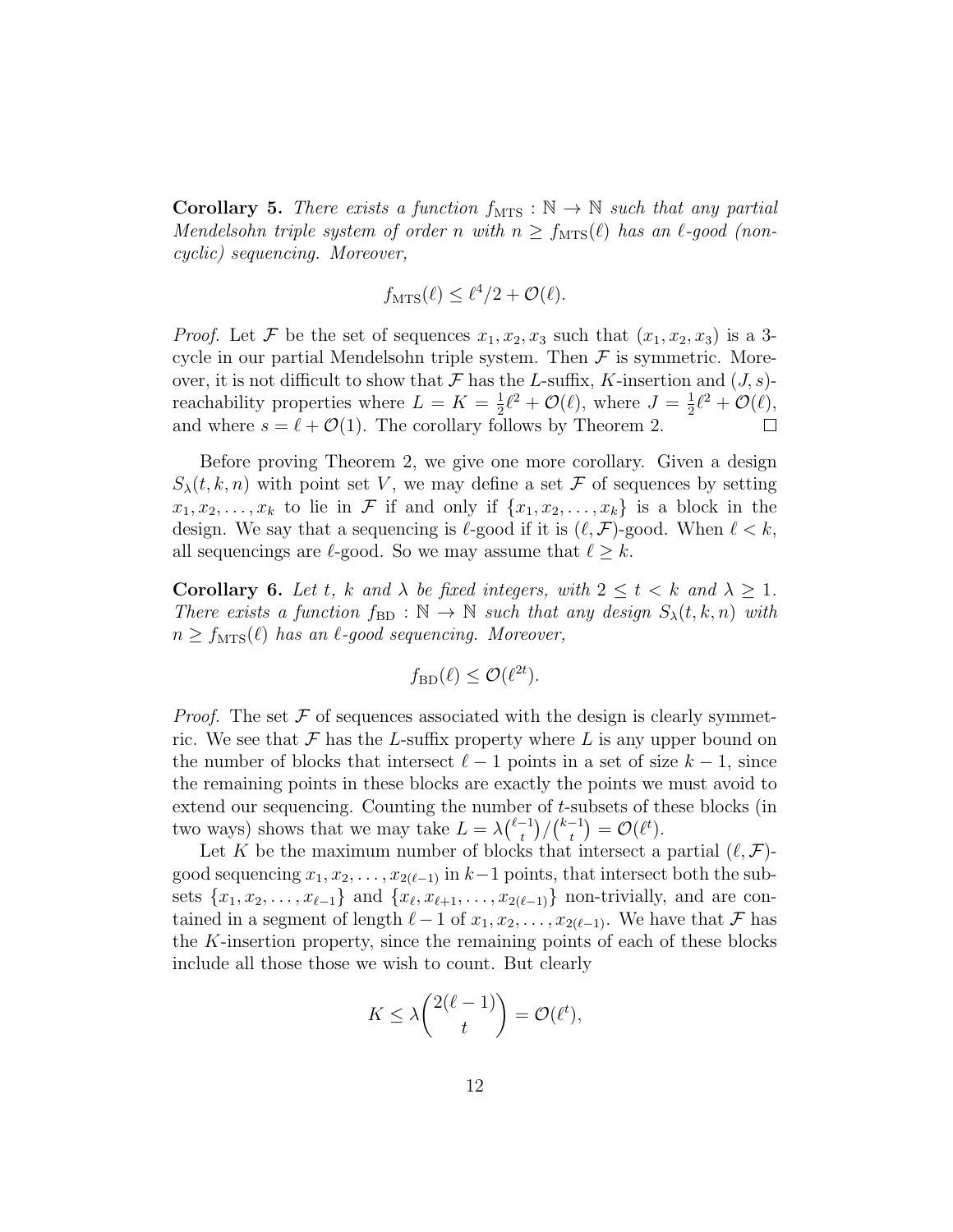**Corollary 5.** *There exists a function $f_{\mathrm{MTS}} : \mathbb{N} \to \mathbb{N}$ such that any partial Mendelsohn triple system of order $n$ with $n \geq f_{\mathrm{MTS}}(\ell)$ has an $\ell$-good (non-cyclic) sequencing. Moreover,*

$$f_{\mathrm{MTS}}(\ell) \leq \ell^4/2 + \mathcal{O}(\ell).$$

*Proof.* Let $\mathcal{F}$ be the set of sequences $x_1, x_2, x_3$ such that $(x_1, x_2, x_3)$ is a 3-cycle in our partial Mendelsohn triple system. Then $\mathcal{F}$ is symmetric. Moreover, it is not difficult to show that $\mathcal{F}$ has the $L$-suffix, $K$-insertion and $(J, s)$-reachability properties where $L = K = \frac{1}{2}\ell^2 + \mathcal{O}(\ell)$, where $J = \frac{1}{2}\ell^2 + \mathcal{O}(\ell)$, and where $s = \ell + \mathcal{O}(1)$. The corollary follows by Theorem 2. $\square$

Before proving Theorem 2, we give one more corollary. Given a design $S_\lambda(t, k, n)$ with point set $V$, we may define a set $\mathcal{F}$ of sequences by setting $x_1, x_2, \dots, x_k$ to lie in $\mathcal{F}$ if and only if $\{x_1, x_2, \dots, x_k\}$ is a block in the design. We say that a sequencing is $\ell$-good if it is $(\ell, \mathcal{F})$-good. When $\ell < k$, all sequencings are $\ell$-good. So we may assume that $\ell \geq k$.

**Corollary 6.** *Let $t$, $k$ and $\lambda$ be fixed integers, with $2 \leq t < k$ and $\lambda \geq 1$. There exists a function $f_{\mathrm{BD}} : \mathbb{N} \to \mathbb{N}$ such that any design $S_\lambda(t, k, n)$ with $n \geq f_{\mathrm{MTS}}(\ell)$ has an $\ell$-good sequencing. Moreover,*

$$f_{\mathrm{BD}}(\ell) \leq \mathcal{O}(\ell^{2t}).$$

*Proof.* The set $\mathcal{F}$ of sequences associated with the design is clearly symmetric. We see that $\mathcal{F}$ has the $L$-suffix property where $L$ is any upper bound on the number of blocks that intersect $\ell - 1$ points in a set of size $k - 1$, since the remaining points in these blocks are exactly the points we must avoid to extend our sequencing. Counting the number of $t$-subsets of these blocks (in two ways) shows that we may take $L = \lambda\binom{\ell-1}{t}/\binom{k-1}{t} = \mathcal{O}(\ell^t)$.

Let $K$ be the maximum number of blocks that intersect a partial $(\ell, \mathcal{F})$-good sequencing $x_1, x_2, \dots, x_{2(\ell-1)}$ in $k-1$ points, that intersect both the subsets $\{x_1, x_2, \dots, x_{\ell-1}\}$ and $\{x_\ell, x_{\ell+1}, \dots, x_{2(\ell-1)}\}$ non-trivially, and are contained in a segment of length $\ell - 1$ of $x_1, x_2, \dots, x_{2(\ell-1)}$. We have that $\mathcal{F}$ has the $K$-insertion property, since the remaining points of each of these blocks include all those those we wish to count. But clearly

$$K \leq \lambda\binom{2(\ell-1)}{t} = \mathcal{O}(\ell^t),$$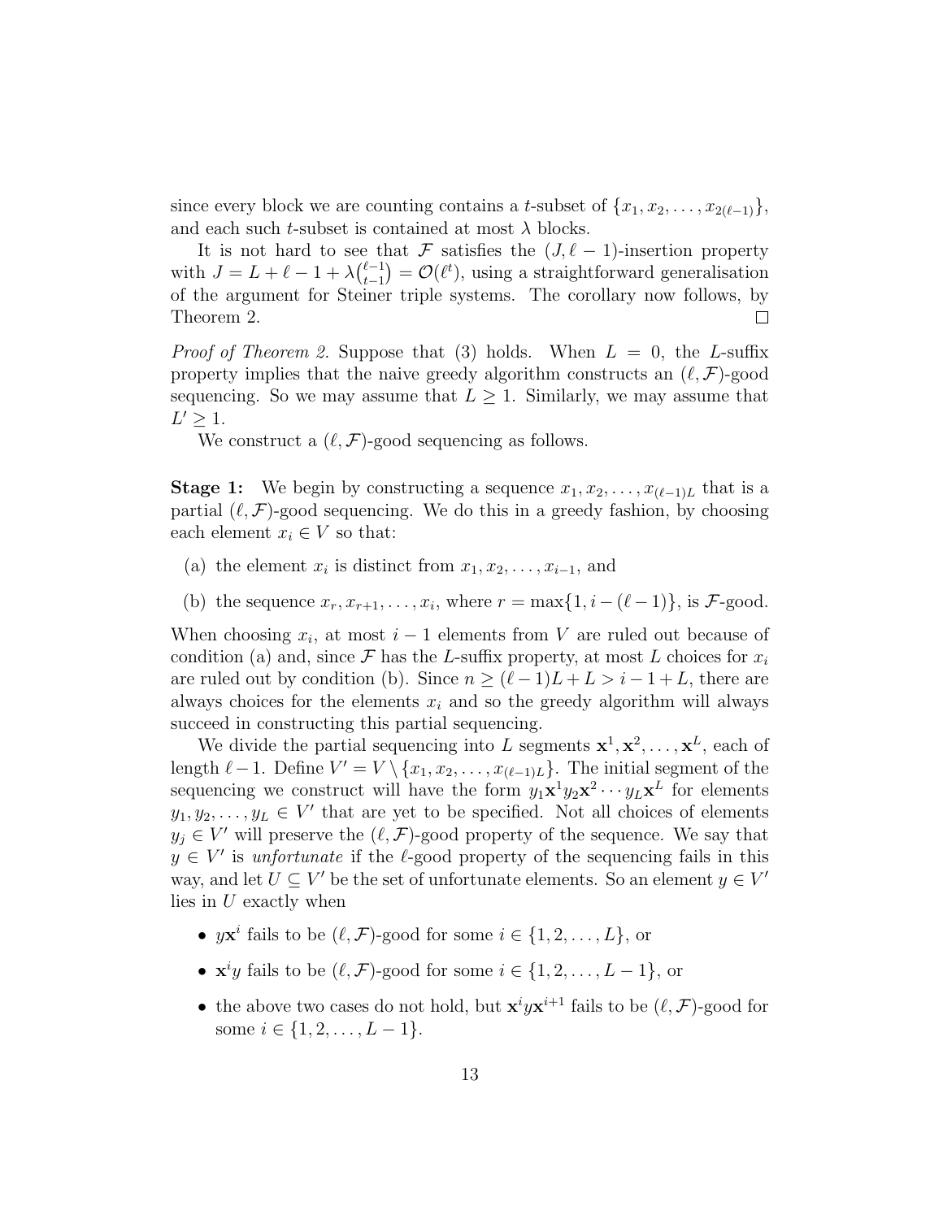since every block we are counting contains a $t$-subset of $\{x_1, x_2, \ldots, x_{2(\ell-1)}\}$, and each such $t$-subset is contained at most $\lambda$ blocks.

It is not hard to see that $\mathcal{F}$ satisfies the $(J, \ell-1)$-insertion property with $J = L + \ell - 1 + \lambda\binom{\ell-1}{t-1} = \mathcal{O}(\ell^t)$, using a straightforward generalisation of the argument for Steiner triple systems. The corollary now follows, by Theorem 2. $\square$

*Proof of Theorem 2.* Suppose that (3) holds. When $L = 0$, the $L$-suffix property implies that the naive greedy algorithm constructs an $(\ell, \mathcal{F})$-good sequencing. So we may assume that $L \geq 1$. Similarly, we may assume that $L' \geq 1$.

We construct a $(\ell, \mathcal{F})$-good sequencing as follows.

**Stage 1:** We begin by constructing a sequence $x_1, x_2, \ldots, x_{(\ell-1)L}$ that is a partial $(\ell, \mathcal{F})$-good sequencing. We do this in a greedy fashion, by choosing each element $x_i \in V$ so that:

(a) the element $x_i$ is distinct from $x_1, x_2, \ldots, x_{i-1}$, and

(b) the sequence $x_r, x_{r+1}, \ldots, x_i$, where $r = \max\{1, i-(\ell-1)\}$, is $\mathcal{F}$-good.

When choosing $x_i$, at most $i-1$ elements from $V$ are ruled out because of condition (a) and, since $\mathcal{F}$ has the $L$-suffix property, at most $L$ choices for $x_i$ are ruled out by condition (b). Since $n \geq (\ell-1)L + L > i - 1 + L$, there are always choices for the elements $x_i$ and so the greedy algorithm will always succeed in constructing this partial sequencing.

We divide the partial sequencing into $L$ segments $\mathbf{x}^1, \mathbf{x}^2, \ldots, \mathbf{x}^L$, each of length $\ell - 1$. Define $V' = V \setminus \{x_1, x_2, \ldots, x_{(\ell-1)L}\}$. The initial segment of the sequencing we construct will have the form $y_1\mathbf{x}^1 y_2 \mathbf{x}^2 \cdots y_L \mathbf{x}^L$ for elements $y_1, y_2, \ldots, y_L \in V'$ that are yet to be specified. Not all choices of elements $y_j \in V'$ will preserve the $(\ell, \mathcal{F})$-good property of the sequence. We say that $y \in V'$ is *unfortunate* if the $\ell$-good property of the sequencing fails in this way, and let $U \subseteq V'$ be the set of unfortunate elements. So an element $y \in V'$ lies in $U$ exactly when

- $y\mathbf{x}^i$ fails to be $(\ell, \mathcal{F})$-good for some $i \in \{1, 2, \ldots, L\}$, or
- $\mathbf{x}^i y$ fails to be $(\ell, \mathcal{F})$-good for some $i \in \{1, 2, \ldots, L-1\}$, or
- the above two cases do not hold, but $\mathbf{x}^i y \mathbf{x}^{i+1}$ fails to be $(\ell, \mathcal{F})$-good for some $i \in \{1, 2, \ldots, L-1\}$.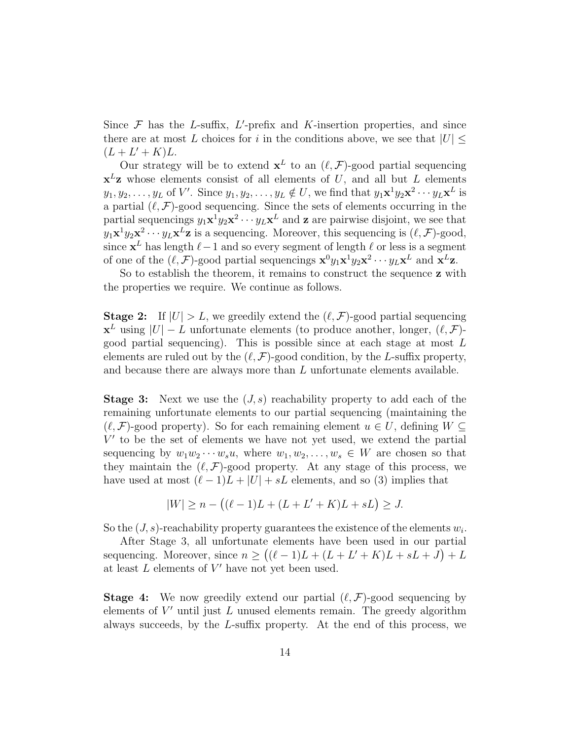Since $\mathcal{F}$ has the $L$-suffix, $L'$-prefix and $K$-insertion properties, and since there are at most $L$ choices for $i$ in the conditions above, we see that $|U| \leq (L + L' + K)L$.

Our strategy will be to extend $\mathbf{x}^L$ to an $(\ell, \mathcal{F})$-good partial sequencing $\mathbf{x}^L\mathbf{z}$ whose elements consist of all elements of $U$, and all but $L$ elements $y_1, y_2, \ldots, y_L$ of $V'$. Since $y_1, y_2, \ldots, y_L \notin U$, we find that $y_1\mathbf{x}^1y_2\mathbf{x}^2 \cdots y_L\mathbf{x}^L$ is a partial $(\ell, \mathcal{F})$-good sequencing. Since the sets of elements occurring in the partial sequencings $y_1\mathbf{x}^1y_2\mathbf{x}^2 \cdots y_L\mathbf{x}^L$ and $\mathbf{z}$ are pairwise disjoint, we see that $y_1\mathbf{x}^1y_2\mathbf{x}^2 \cdots y_L\mathbf{x}^L\mathbf{z}$ is a sequencing. Moreover, this sequencing is $(\ell, \mathcal{F})$-good, since $\mathbf{x}^L$ has length $\ell - 1$ and so every segment of length $\ell$ or less is a segment of one of the $(\ell, \mathcal{F})$-good partial sequencings $\mathbf{x}^0y_1\mathbf{x}^1y_2\mathbf{x}^2 \cdots y_L\mathbf{x}^L$ and $\mathbf{x}^L\mathbf{z}$.

So to establish the theorem, it remains to construct the sequence $\mathbf{z}$ with the properties we require. We continue as follows.

**Stage 2:** If $|U| > L$, we greedily extend the $(\ell, \mathcal{F})$-good partial sequencing $\mathbf{x}^L$ using $|U| - L$ unfortunate elements (to produce another, longer, $(\ell, \mathcal{F})$-good partial sequencing). This is possible since at each stage at most $L$ elements are ruled out by the $(\ell, \mathcal{F})$-good condition, by the $L$-suffix property, and because there are always more than $L$ unfortunate elements available.

**Stage 3:** Next we use the $(J, s)$ reachability property to add each of the remaining unfortunate elements to our partial sequencing (maintaining the $(\ell, \mathcal{F})$-good property). So for each remaining element $u \in U$, defining $W \subseteq V'$ to be the set of elements we have not yet used, we extend the partial sequencing by $w_1w_2 \cdots w_su$, where $w_1, w_2, \ldots, w_s \in W$ are chosen so that they maintain the $(\ell, \mathcal{F})$-good property. At any stage of this process, we have used at most $(\ell - 1)L + |U| + sL$ elements, and so (3) implies that

$$|W| \geq n - \big((\ell - 1)L + (L + L' + K)L + sL\big) \geq J.$$

So the $(J, s)$-reachability property guarantees the existence of the elements $w_i$.

After Stage 3, all unfortunate elements have been used in our partial sequencing. Moreover, since $n \geq \big((\ell - 1)L + (L + L' + K)L + sL + J\big) + L$ at least $L$ elements of $V'$ have not yet been used.

**Stage 4:** We now greedily extend our partial $(\ell, \mathcal{F})$-good sequencing by elements of $V'$ until just $L$ unused elements remain. The greedy algorithm always succeeds, by the $L$-suffix property. At the end of this process, we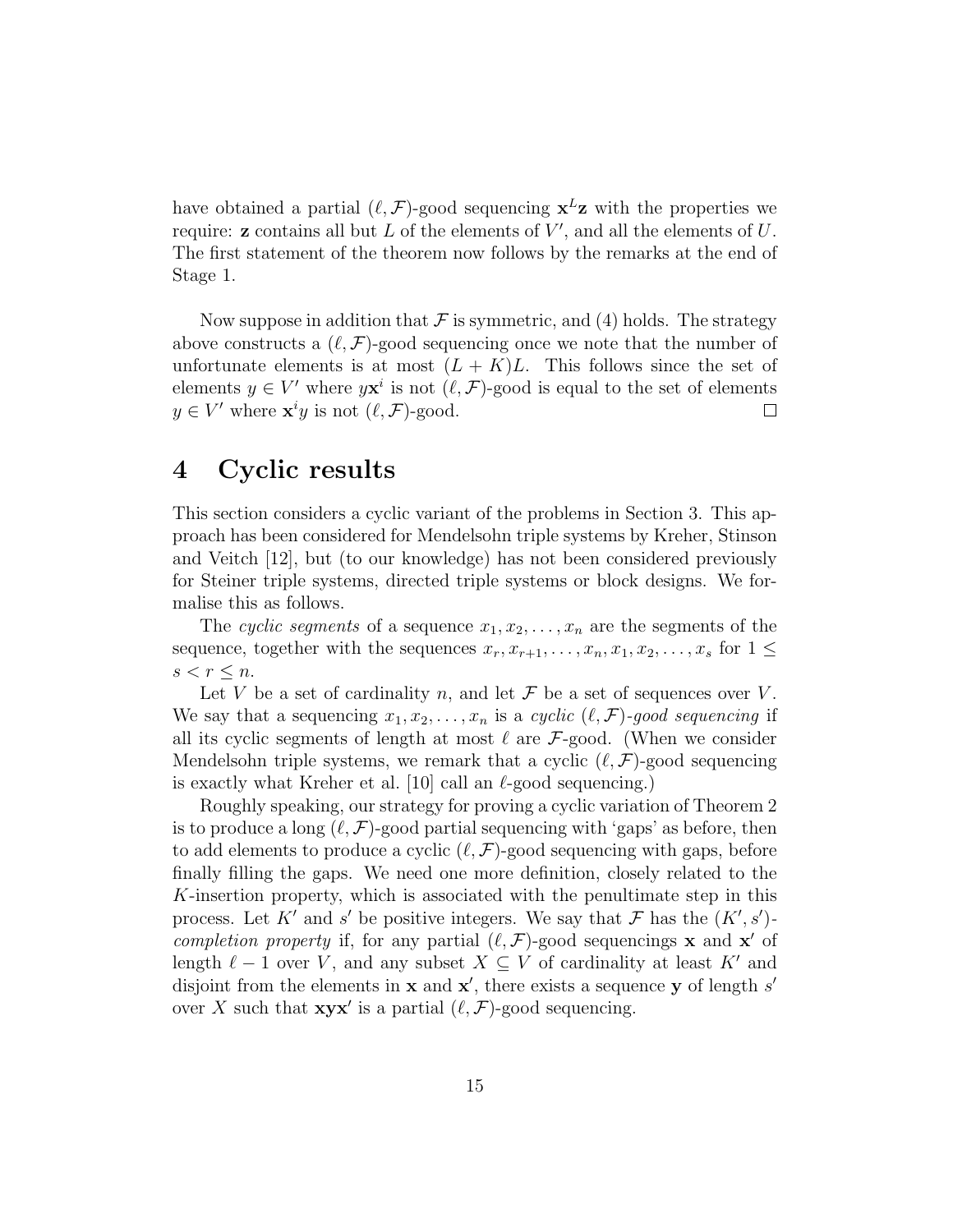have obtained a partial $(\ell, \mathcal{F})$-good sequencing $\mathbf{x}^L\mathbf{z}$ with the properties we require: $\mathbf{z}$ contains all but $L$ of the elements of $V'$, and all the elements of $U$. The first statement of the theorem now follows by the remarks at the end of Stage 1.

Now suppose in addition that $\mathcal{F}$ is symmetric, and (4) holds. The strategy above constructs a $(\ell, \mathcal{F})$-good sequencing once we note that the number of unfortunate elements is at most $(L+K)L$. This follows since the set of elements $y \in V'$ where $y\mathbf{x}^i$ is not $(\ell, \mathcal{F})$-good is equal to the set of elements $y \in V'$ where $\mathbf{x}^i y$ is not $(\ell, \mathcal{F})$-good. □

# 4 Cyclic results

This section considers a cyclic variant of the problems in Section 3. This approach has been considered for Mendelsohn triple systems by Kreher, Stinson and Veitch [12], but (to our knowledge) has not been considered previously for Steiner triple systems, directed triple systems or block designs. We formalise this as follows.

The *cyclic segments* of a sequence $x_1, x_2, \ldots, x_n$ are the segments of the sequence, together with the sequences $x_r, x_{r+1}, \ldots, x_n, x_1, x_2, \ldots, x_s$ for $1 \leq s < r \leq n$.

Let $V$ be a set of cardinality $n$, and let $\mathcal{F}$ be a set of sequences over $V$. We say that a sequencing $x_1, x_2, \ldots, x_n$ is a *cyclic $(\ell, \mathcal{F})$-good sequencing* if all its cyclic segments of length at most $\ell$ are $\mathcal{F}$-good. (When we consider Mendelsohn triple systems, we remark that a cyclic $(\ell, \mathcal{F})$-good sequencing is exactly what Kreher et al. [10] call an $\ell$-good sequencing.)

Roughly speaking, our strategy for proving a cyclic variation of Theorem 2 is to produce a long $(\ell, \mathcal{F})$-good partial sequencing with 'gaps' as before, then to add elements to produce a cyclic $(\ell, \mathcal{F})$-good sequencing with gaps, before finally filling the gaps. We need one more definition, closely related to the $K$-insertion property, which is associated with the penultimate step in this process. Let $K'$ and $s'$ be positive integers. We say that $\mathcal{F}$ has the $(K', s')$-*completion property* if, for any partial $(\ell, \mathcal{F})$-good sequencings $\mathbf{x}$ and $\mathbf{x}'$ of length $\ell - 1$ over $V$, and any subset $X \subseteq V$ of cardinality at least $K'$ and disjoint from the elements in $\mathbf{x}$ and $\mathbf{x}'$, there exists a sequence $\mathbf{y}$ of length $s'$ over $X$ such that $\mathbf{x}\mathbf{y}\mathbf{x}'$ is a partial $(\ell, \mathcal{F})$-good sequencing.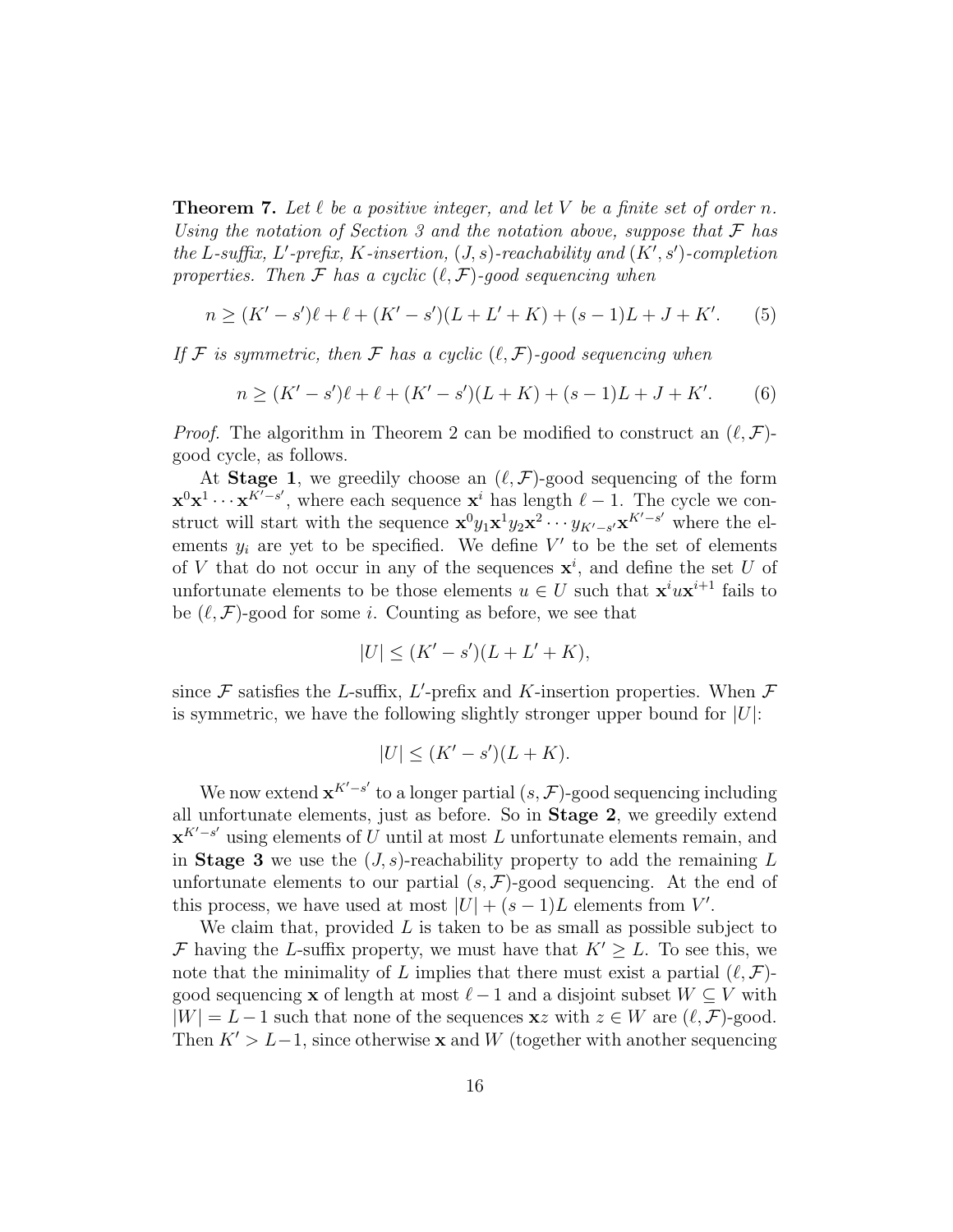**Theorem 7.** *Let $\ell$ be a positive integer, and let $V$ be a finite set of order $n$. Using the notation of Section 3 and the notation above, suppose that $\mathcal{F}$ has the $L$-suffix, $L'$-prefix, $K$-insertion, $(J, s)$-reachability and $(K', s')$-completion properties. Then $\mathcal{F}$ has a cyclic $(\ell, \mathcal{F})$-good sequencing when*

$$n \geq (K' - s')\ell + \ell + (K' - s')(L + L' + K) + (s - 1)L + J + K'. \qquad (5)$$

*If $\mathcal{F}$ is symmetric, then $\mathcal{F}$ has a cyclic $(\ell, \mathcal{F})$-good sequencing when*

$$n \geq (K' - s')\ell + \ell + (K' - s')(L + K) + (s - 1)L + J + K'. \qquad (6)$$

*Proof.* The algorithm in Theorem 2 can be modified to construct an $(\ell, \mathcal{F})$-good cycle, as follows.

At **Stage 1**, we greedily choose an $(\ell, \mathcal{F})$-good sequencing of the form $\mathbf{x}^0\mathbf{x}^1 \cdots \mathbf{x}^{K'-s'}$, where each sequence $\mathbf{x}^i$ has length $\ell - 1$. The cycle we construct will start with the sequence $\mathbf{x}^0 y_1 \mathbf{x}^1 y_2 \mathbf{x}^2 \cdots y_{K'-s'} \mathbf{x}^{K'-s'}$ where the elements $y_i$ are yet to be specified. We define $V'$ to be the set of elements of $V$ that do not occur in any of the sequences $\mathbf{x}^i$, and define the set $U$ of unfortunate elements to be those elements $u \in U$ such that $\mathbf{x}^i u \mathbf{x}^{i+1}$ fails to be $(\ell, \mathcal{F})$-good for some $i$. Counting as before, we see that

$$|U| \leq (K' - s')(L + L' + K),$$

since $\mathcal{F}$ satisfies the $L$-suffix, $L'$-prefix and $K$-insertion properties. When $\mathcal{F}$ is symmetric, we have the following slightly stronger upper bound for $|U|$:

$$|U| \leq (K' - s')(L + K).$$

We now extend $\mathbf{x}^{K'-s'}$ to a longer partial $(s, \mathcal{F})$-good sequencing including all unfortunate elements, just as before. So in **Stage 2**, we greedily extend $\mathbf{x}^{K'-s'}$ using elements of $U$ until at most $L$ unfortunate elements remain, and in **Stage 3** we use the $(J, s)$-reachability property to add the remaining $L$ unfortunate elements to our partial $(s, \mathcal{F})$-good sequencing. At the end of this process, we have used at most $|U| + (s - 1)L$ elements from $V'$.

We claim that, provided $L$ is taken to be as small as possible subject to $\mathcal{F}$ having the $L$-suffix property, we must have that $K' \geq L$. To see this, we note that the minimality of $L$ implies that there must exist a partial $(\ell, \mathcal{F})$-good sequencing $\mathbf{x}$ of length at most $\ell - 1$ and a disjoint subset $W \subseteq V$ with $|W| = L - 1$ such that none of the sequences $\mathbf{x}z$ with $z \in W$ are $(\ell, \mathcal{F})$-good. Then $K' > L - 1$, since otherwise $\mathbf{x}$ and $W$ (together with another sequencing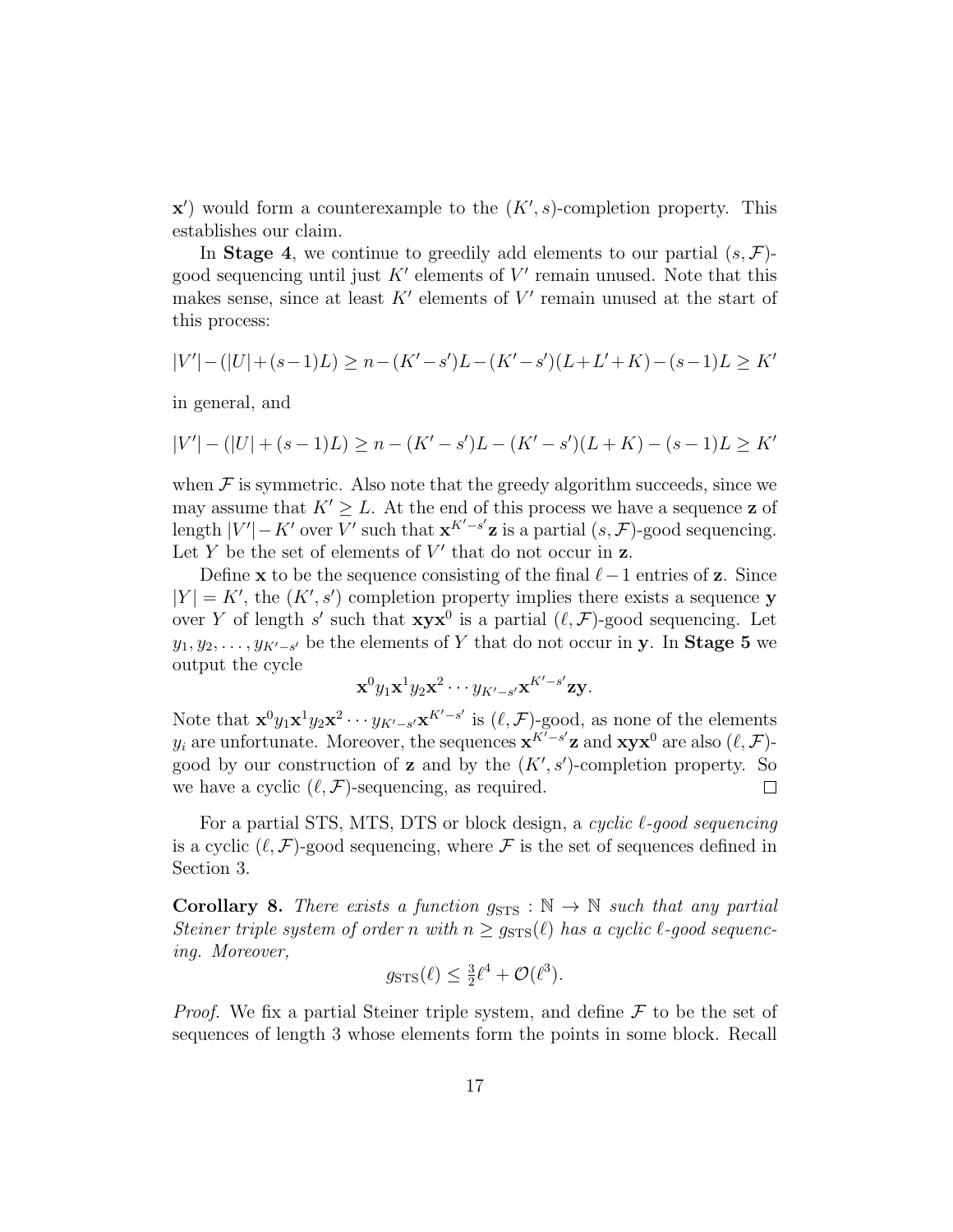$\mathbf{x}'$) would form a counterexample to the $(K', s)$-completion property. This establishes our claim.

In **Stage 4**, we continue to greedily add elements to our partial $(s, \mathcal{F})$-good sequencing until just $K'$ elements of $V'$ remain unused. Note that this makes sense, since at least $K'$ elements of $V'$ remain unused at the start of this process:

$$|V'| - (|U| + (s-1)L) \geq n - (K'-s')L - (K'-s')(L+L'+K) - (s-1)L \geq K'$$

in general, and

$$|V'| - (|U| + (s-1)L) \geq n - (K'-s')L - (K'-s')(L+K) - (s-1)L \geq K'$$

when $\mathcal{F}$ is symmetric. Also note that the greedy algorithm succeeds, since we may assume that $K' \geq L$. At the end of this process we have a sequence $\mathbf{z}$ of length $|V'| - K'$ over $V'$ such that $\mathbf{x}^{K'-s'}\mathbf{z}$ is a partial $(s, \mathcal{F})$-good sequencing. Let $Y$ be the set of elements of $V'$ that do not occur in $\mathbf{z}$.

Define $\mathbf{x}$ to be the sequence consisting of the final $\ell - 1$ entries of $\mathbf{z}$. Since $|Y| = K'$, the $(K', s')$ completion property implies there exists a sequence $\mathbf{y}$ over $Y$ of length $s'$ such that $\mathbf{x}\mathbf{y}\mathbf{x}^0$ is a partial $(\ell, \mathcal{F})$-good sequencing. Let $y_1, y_2, \ldots, y_{K'-s'}$ be the elements of $Y$ that do not occur in $\mathbf{y}$. In **Stage 5** we output the cycle

$$\mathbf{x}^0 y_1 \mathbf{x}^1 y_2 \mathbf{x}^2 \cdots y_{K'-s'} \mathbf{x}^{K'-s'} \mathbf{z}\mathbf{y}.$$

Note that $\mathbf{x}^0 y_1 \mathbf{x}^1 y_2 \mathbf{x}^2 \cdots y_{K'-s'} \mathbf{x}^{K'-s'}$ is $(\ell, \mathcal{F})$-good, as none of the elements $y_i$ are unfortunate. Moreover, the sequences $\mathbf{x}^{K'-s'}\mathbf{z}$ and $\mathbf{x}\mathbf{y}\mathbf{x}^0$ are also $(\ell, \mathcal{F})$-good by our construction of $\mathbf{z}$ and by the $(K', s')$-completion property. So we have a cyclic $(\ell, \mathcal{F})$-sequencing, as required. □

For a partial STS, MTS, DTS or block design, a *cyclic $\ell$-good sequencing* is a cyclic $(\ell, \mathcal{F})$-good sequencing, where $\mathcal{F}$ is the set of sequences defined in Section 3.

**Corollary 8.** *There exists a function $g_{\mathrm{STS}} : \mathbb{N} \to \mathbb{N}$ such that any partial Steiner triple system of order $n$ with $n \geq g_{\mathrm{STS}}(\ell)$ has a cyclic $\ell$-good sequencing. Moreover,*

$$g_{\mathrm{STS}}(\ell) \leq \tfrac{3}{2}\ell^4 + \mathcal{O}(\ell^3).$$

*Proof.* We fix a partial Steiner triple system, and define $\mathcal{F}$ to be the set of sequences of length 3 whose elements form the points in some block. Recall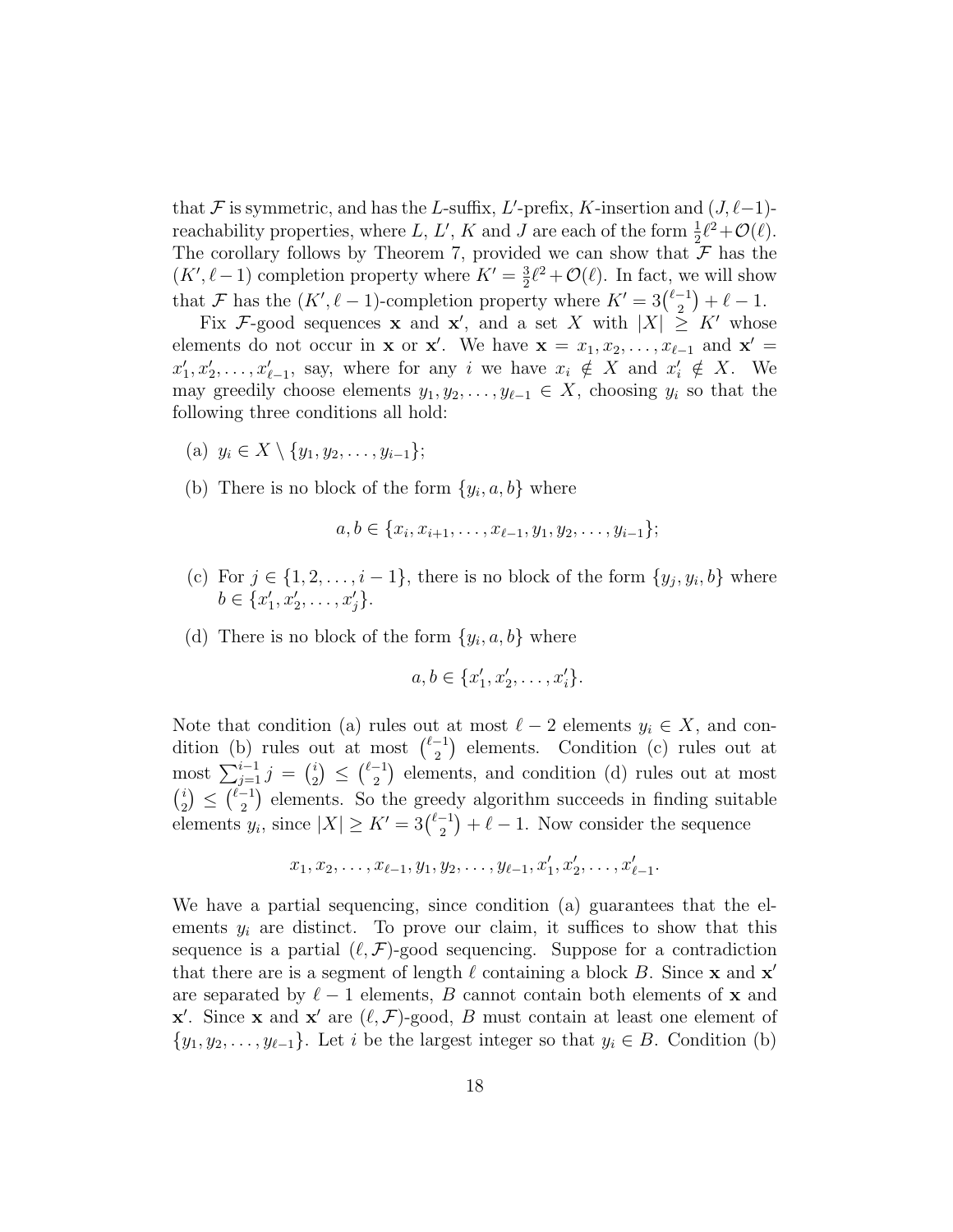that $\mathcal{F}$ is symmetric, and has the $L$-suffix, $L'$-prefix, $K$-insertion and $(J, \ell-1)$-reachability properties, where $L$, $L'$, $K$ and $J$ are each of the form $\frac{1}{2}\ell^2 + \mathcal{O}(\ell)$. The corollary follows by Theorem 7, provided we can show that $\mathcal{F}$ has the $(K', \ell-1)$ completion property where $K' = \frac{3}{2}\ell^2 + \mathcal{O}(\ell)$. In fact, we will show that $\mathcal{F}$ has the $(K', \ell-1)$-completion property where $K' = 3\binom{\ell-1}{2} + \ell - 1$.

Fix $\mathcal{F}$-good sequences $\mathbf{x}$ and $\mathbf{x}'$, and a set $X$ with $|X| \geq K'$ whose elements do not occur in $\mathbf{x}$ or $\mathbf{x}'$. We have $\mathbf{x} = x_1, x_2, \ldots, x_{\ell-1}$ and $\mathbf{x}' = x'_1, x'_2, \ldots, x'_{\ell-1}$, say, where for any $i$ we have $x_i \notin X$ and $x'_i \notin X$. We may greedily choose elements $y_1, y_2, \ldots, y_{\ell-1} \in X$, choosing $y_i$ so that the following three conditions all hold:

(a) $y_i \in X \setminus \{y_1, y_2, \ldots, y_{i-1}\}$;

(b) There is no block of the form $\{y_i, a, b\}$ where
$$a, b \in \{x_i, x_{i+1}, \ldots, x_{\ell-1}, y_1, y_2, \ldots, y_{i-1}\};$$

(c) For $j \in \{1, 2, \ldots, i-1\}$, there is no block of the form $\{y_j, y_i, b\}$ where $b \in \{x'_1, x'_2, \ldots, x'_j\}$.

(d) There is no block of the form $\{y_i, a, b\}$ where
$$a, b \in \{x'_1, x'_2, \ldots, x'_i\}.$$

Note that condition (a) rules out at most $\ell - 2$ elements $y_i \in X$, and condition (b) rules out at most $\binom{\ell-1}{2}$ elements. Condition (c) rules out at most $\sum_{j=1}^{i-1} j = \binom{i}{2} \leq \binom{\ell-1}{2}$ elements, and condition (d) rules out at most $\binom{i}{2} \leq \binom{\ell-1}{2}$ elements. So the greedy algorithm succeeds in finding suitable elements $y_i$, since $|X| \geq K' = 3\binom{\ell-1}{2} + \ell - 1$. Now consider the sequence
$$x_1, x_2, \ldots, x_{\ell-1}, y_1, y_2, \ldots, y_{\ell-1}, x'_1, x'_2, \ldots, x'_{\ell-1}.$$

We have a partial sequencing, since condition (a) guarantees that the elements $y_i$ are distinct. To prove our claim, it suffices to show that this sequence is a partial $(\ell, \mathcal{F})$-good sequencing. Suppose for a contradiction that there are is a segment of length $\ell$ containing a block $B$. Since $\mathbf{x}$ and $\mathbf{x}'$ are separated by $\ell - 1$ elements, $B$ cannot contain both elements of $\mathbf{x}$ and $\mathbf{x}'$. Since $\mathbf{x}$ and $\mathbf{x}'$ are $(\ell, \mathcal{F})$-good, $B$ must contain at least one element of $\{y_1, y_2, \ldots, y_{\ell-1}\}$. Let $i$ be the largest integer so that $y_i \in B$. Condition (b)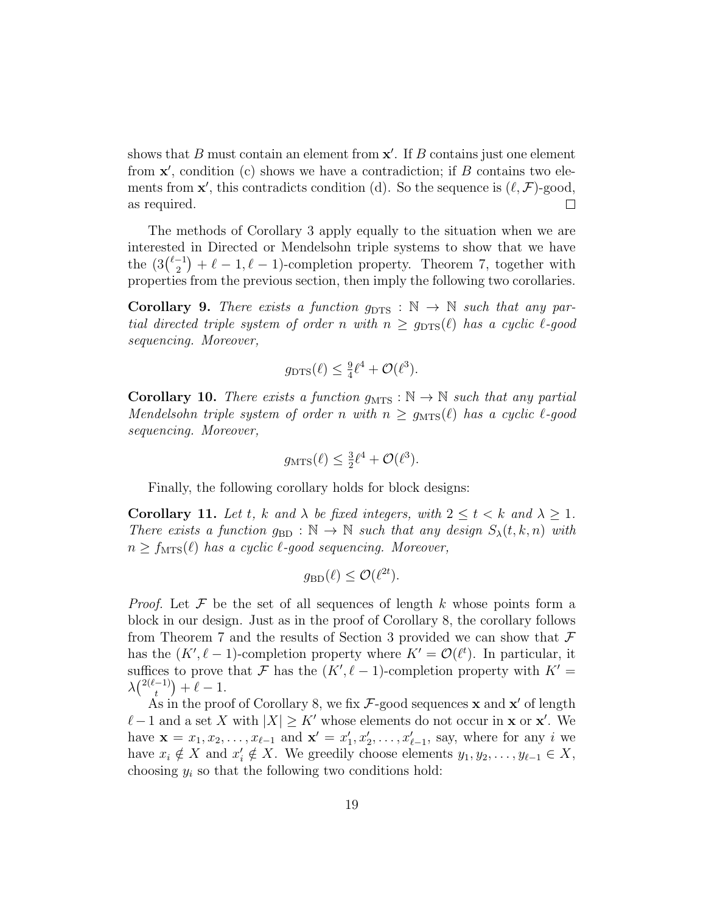shows that $B$ must contain an element from $\mathbf{x}'$. If $B$ contains just one element from $\mathbf{x}'$, condition (c) shows we have a contradiction; if $B$ contains two elements from $\mathbf{x}'$, this contradicts condition (d). So the sequence is $(\ell, \mathcal{F})$-good, as required. □

The methods of Corollary 3 apply equally to the situation when we are interested in Directed or Mendelsohn triple systems to show that we have the $(3\binom{\ell-1}{2} + \ell - 1, \ell - 1)$-completion property. Theorem 7, together with properties from the previous section, then imply the following two corollaries.

**Corollary 9.** *There exists a function $g_{\mathrm{DTS}} : \mathbb{N} \to \mathbb{N}$ such that any partial directed triple system of order $n$ with $n \geq g_{\mathrm{DTS}}(\ell)$ has a cyclic $\ell$-good sequencing. Moreover,*

$$g_{\mathrm{DTS}}(\ell) \leq \tfrac{9}{4}\ell^4 + \mathcal{O}(\ell^3).$$

**Corollary 10.** *There exists a function $g_{\mathrm{MTS}} : \mathbb{N} \to \mathbb{N}$ such that any partial Mendelsohn triple system of order $n$ with $n \geq g_{\mathrm{MTS}}(\ell)$ has a cyclic $\ell$-good sequencing. Moreover,*

$$g_{\mathrm{MTS}}(\ell) \leq \tfrac{3}{2}\ell^4 + \mathcal{O}(\ell^3).$$

Finally, the following corollary holds for block designs:

**Corollary 11.** *Let $t$, $k$ and $\lambda$ be fixed integers, with $2 \leq t < k$ and $\lambda \geq 1$. There exists a function $g_{\mathrm{BD}} : \mathbb{N} \to \mathbb{N}$ such that any design $S_\lambda(t, k, n)$ with $n \geq f_{\mathrm{MTS}}(\ell)$ has a cyclic $\ell$-good sequencing. Moreover,*

$$g_{\mathrm{BD}}(\ell) \leq \mathcal{O}(\ell^{2t}).$$

*Proof.* Let $\mathcal{F}$ be the set of all sequences of length $k$ whose points form a block in our design. Just as in the proof of Corollary 8, the corollary follows from Theorem 7 and the results of Section 3 provided we can show that $\mathcal{F}$ has the $(K', \ell - 1)$-completion property where $K' = \mathcal{O}(\ell^t)$. In particular, it suffices to prove that $\mathcal{F}$ has the $(K', \ell - 1)$-completion property with $K' = \lambda\binom{2(\ell-1)}{t} + \ell - 1$.

As in the proof of Corollary 8, we fix $\mathcal{F}$-good sequences $\mathbf{x}$ and $\mathbf{x}'$ of length $\ell - 1$ and a set $X$ with $|X| \geq K'$ whose elements do not occur in $\mathbf{x}$ or $\mathbf{x}'$. We have $\mathbf{x} = x_1, x_2, \ldots, x_{\ell-1}$ and $\mathbf{x}' = x'_1, x'_2, \ldots, x'_{\ell-1}$, say, where for any $i$ we have $x_i \notin X$ and $x'_i \notin X$. We greedily choose elements $y_1, y_2, \ldots, y_{\ell-1} \in X$, choosing $y_i$ so that the following two conditions hold: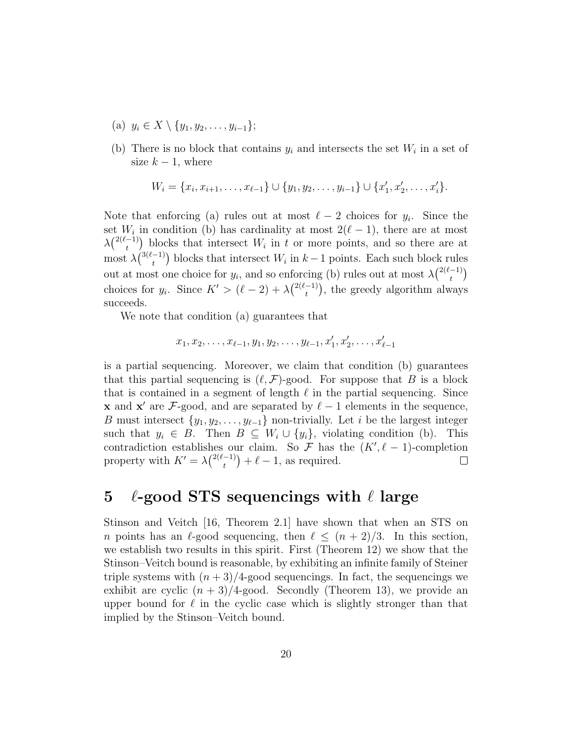(a) $y_i \in X \setminus \{y_1, y_2, \dots, y_{i-1}\}$;

(b) There is no block that contains $y_i$ and intersects the set $W_i$ in a set of size $k-1$, where

$$W_i = \{x_i, x_{i+1}, \dots, x_{\ell-1}\} \cup \{y_1, y_2, \dots, y_{i-1}\} \cup \{x'_1, x'_2, \dots, x'_i\}.$$

Note that enforcing (a) rules out at most $\ell - 2$ choices for $y_i$. Since the set $W_i$ in condition (b) has cardinality at most $2(\ell-1)$, there are at most $\lambda\binom{2(\ell-1)}{t}$ blocks that intersect $W_i$ in $t$ or more points, and so there are at most $\lambda\binom{3(\ell-1)}{t}$ blocks that intersect $W_i$ in $k-1$ points. Each such block rules out at most one choice for $y_i$, and so enforcing (b) rules out at most $\lambda\binom{2(\ell-1)}{t}$ choices for $y_i$. Since $K' > (\ell-2) + \lambda\binom{2(\ell-1)}{t}$, the greedy algorithm always succeeds.

We note that condition (a) guarantees that

$$x_1, x_2, \dots, x_{\ell-1}, y_1, y_2, \dots, y_{\ell-1}, x'_1, x'_2, \dots, x'_{\ell-1}$$

is a partial sequencing. Moreover, we claim that condition (b) guarantees that this partial sequencing is $(\ell, \mathcal{F})$-good. For suppose that $B$ is a block that is contained in a segment of length $\ell$ in the partial sequencing. Since $\mathbf{x}$ and $\mathbf{x}'$ are $\mathcal{F}$-good, and are separated by $\ell - 1$ elements in the sequence, $B$ must intersect $\{y_1, y_2, \dots, y_{\ell-1}\}$ non-trivially. Let $i$ be the largest integer such that $y_i \in B$. Then $B \subseteq W_i \cup \{y_i\}$, violating condition (b). This contradiction establishes our claim. So $\mathcal{F}$ has the $(K', \ell-1)$-completion property with $K' = \lambda\binom{2(\ell-1)}{t} + \ell - 1$, as required. $\square$

# 5 $\ell$-good STS sequencings with $\ell$ large

Stinson and Veitch [16, Theorem 2.1] have shown that when an STS on $n$ points has an $\ell$-good sequencing, then $\ell \leq (n+2)/3$. In this section, we establish two results in this spirit. First (Theorem 12) we show that the Stinson–Veitch bound is reasonable, by exhibiting an infinite family of Steiner triple systems with $(n+3)/4$-good sequencings. In fact, the sequencings we exhibit are cyclic $(n+3)/4$-good. Secondly (Theorem 13), we provide an upper bound for $\ell$ in the cyclic case which is slightly stronger than that implied by the Stinson–Veitch bound.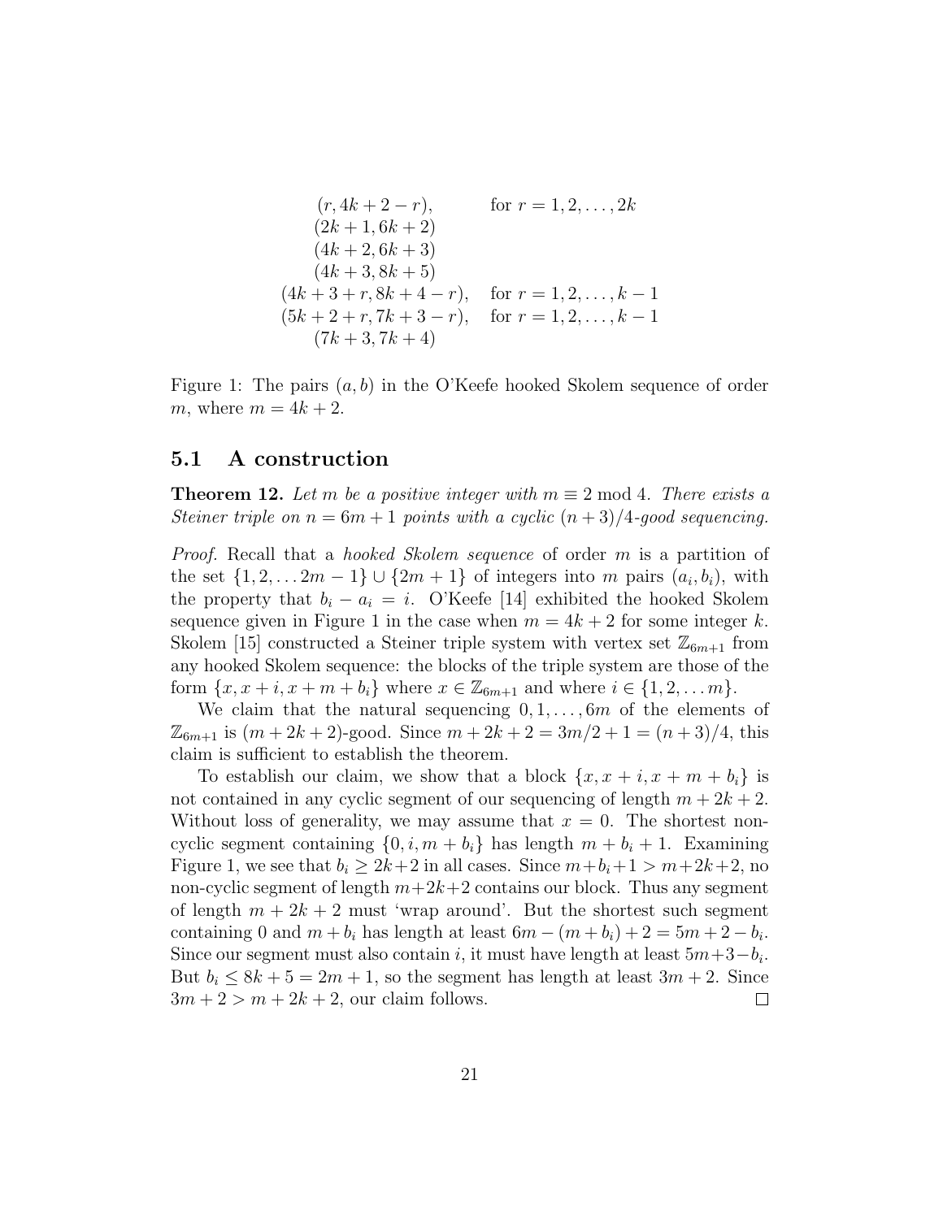$$
\begin{array}{ll}
(r, 4k+2-r), & \text{for } r = 1, 2, \ldots, 2k \\
(2k+1, 6k+2) & \\
(4k+2, 6k+3) & \\
(4k+3, 8k+5) & \\
(4k+3+r, 8k+4-r), & \text{for } r = 1, 2, \ldots, k-1 \\
(5k+2+r, 7k+3-r), & \text{for } r = 1, 2, \ldots, k-1 \\
(7k+3, 7k+4) &
\end{array}
$$

Figure 1: The pairs $(a, b)$ in the O'Keefe hooked Skolem sequence of order $m$, where $m = 4k + 2$.

### 5.1 A construction

**Theorem 12.** *Let $m$ be a positive integer with $m \equiv 2 \bmod 4$. There exists a Steiner triple on $n = 6m + 1$ points with a cyclic $(n + 3)/4$-good sequencing.*

*Proof.* Recall that a *hooked Skolem sequence* of order $m$ is a partition of the set $\{1, 2, \ldots 2m - 1\} \cup \{2m + 1\}$ of integers into $m$ pairs $(a_i, b_i)$, with the property that $b_i - a_i = i$. O'Keefe [14] exhibited the hooked Skolem sequence given in Figure 1 in the case when $m = 4k + 2$ for some integer $k$. Skolem [15] constructed a Steiner triple system with vertex set $\mathbb{Z}_{6m+1}$ from any hooked Skolem sequence: the blocks of the triple system are those of the form $\{x, x + i, x + m + b_i\}$ where $x \in \mathbb{Z}_{6m+1}$ and where $i \in \{1, 2, \ldots m\}$.

We claim that the natural sequencing $0, 1, \ldots, 6m$ of the elements of $\mathbb{Z}_{6m+1}$ is $(m + 2k + 2)$-good. Since $m + 2k + 2 = 3m/2 + 1 = (n + 3)/4$, this claim is sufficient to establish the theorem.

To establish our claim, we show that a block $\{x, x + i, x + m + b_i\}$ is not contained in any cyclic segment of our sequencing of length $m + 2k + 2$. Without loss of generality, we may assume that $x = 0$. The shortest non-cyclic segment containing $\{0, i, m + b_i\}$ has length $m + b_i + 1$. Examining Figure 1, we see that $b_i \geq 2k+2$ in all cases. Since $m+b_i+1 > m+2k+2$, no non-cyclic segment of length $m+2k+2$ contains our block. Thus any segment of length $m + 2k + 2$ must 'wrap around'. But the shortest such segment containing 0 and $m + b_i$ has length at least $6m - (m + b_i) + 2 = 5m + 2 - b_i$. Since our segment must also contain $i$, it must have length at least $5m+3-b_i$. But $b_i \leq 8k + 5 = 2m + 1$, so the segment has length at least $3m + 2$. Since $3m + 2 > m + 2k + 2$, our claim follows. $\square$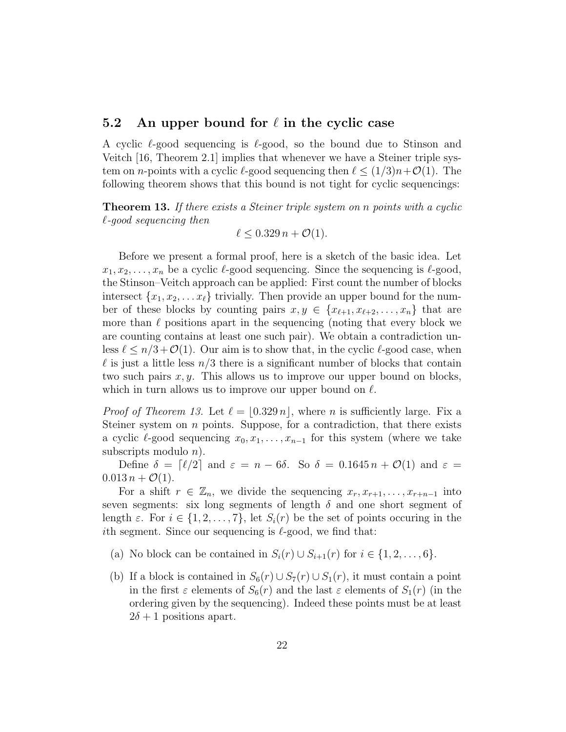## 5.2 An upper bound for $\ell$ in the cyclic case

A cyclic $\ell$-good sequencing is $\ell$-good, so the bound due to Stinson and Veitch [16, Theorem 2.1] implies that whenever we have a Steiner triple system on $n$-points with a cyclic $\ell$-good sequencing then $\ell \leq (1/3)n + \mathcal{O}(1)$. The following theorem shows that this bound is not tight for cyclic sequencings:

**Theorem 13.** *If there exists a Steiner triple system on n points with a cyclic $\ell$-good sequencing then*

$$\ell \leq 0.329\, n + \mathcal{O}(1).$$

Before we present a formal proof, here is a sketch of the basic idea. Let $x_1, x_2, \ldots, x_n$ be a cyclic $\ell$-good sequencing. Since the sequencing is $\ell$-good, the Stinson–Veitch approach can be applied: First count the number of blocks intersect $\{x_1, x_2, \ldots x_\ell\}$ trivially. Then provide an upper bound for the number of these blocks by counting pairs $x, y \in \{x_{\ell+1}, x_{\ell+2}, \ldots, x_n\}$ that are more than $\ell$ positions apart in the sequencing (noting that every block we are counting contains at least one such pair). We obtain a contradiction unless $\ell \leq n/3 + \mathcal{O}(1)$. Our aim is to show that, in the cyclic $\ell$-good case, when $\ell$ is just a little less $n/3$ there is a significant number of blocks that contain two such pairs $x, y$. This allows us to improve our upper bound on blocks, which in turn allows us to improve our upper bound on $\ell$.

*Proof of Theorem 13.* Let $\ell = \lfloor 0.329\, n \rfloor$, where $n$ is sufficiently large. Fix a Steiner system on $n$ points. Suppose, for a contradiction, that there exists a cyclic $\ell$-good sequencing $x_0, x_1, \ldots, x_{n-1}$ for this system (where we take subscripts modulo $n$).

Define $\delta = \lceil \ell/2 \rceil$ and $\varepsilon = n - 6\delta$. So $\delta = 0.1645\, n + \mathcal{O}(1)$ and $\varepsilon = 0.013\, n + \mathcal{O}(1)$.

For a shift $r \in \mathbb{Z}_n$, we divide the sequencing $x_r, x_{r+1}, \ldots, x_{r+n-1}$ into seven segments: six long segments of length $\delta$ and one short segment of length $\varepsilon$. For $i \in \{1, 2, \ldots, 7\}$, let $S_i(r)$ be the set of points occuring in the $i$th segment. Since our sequencing is $\ell$-good, we find that:

(a) No block can be contained in $S_i(r) \cup S_{i+1}(r)$ for $i \in \{1, 2, \ldots, 6\}$.

(b) If a block is contained in $S_6(r) \cup S_7(r) \cup S_1(r)$, it must contain a point in the first $\varepsilon$ elements of $S_6(r)$ and the last $\varepsilon$ elements of $S_1(r)$ (in the ordering given by the sequencing). Indeed these points must be at least $2\delta + 1$ positions apart.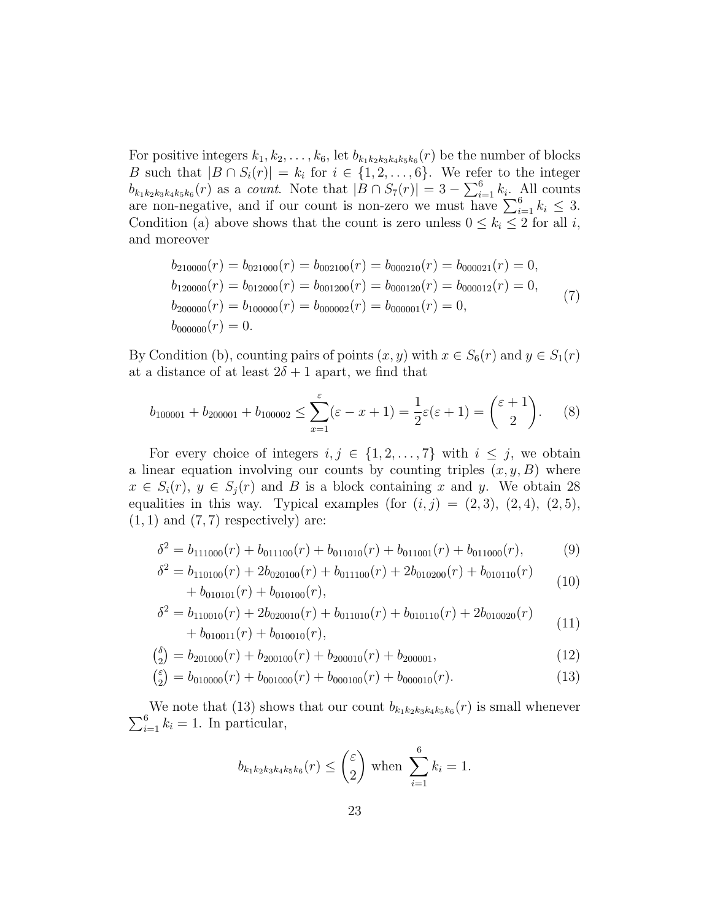For positive integers $k_1, k_2, \ldots, k_6$, let $b_{k_1k_2k_3k_4k_5k_6}(r)$ be the number of blocks $B$ such that $|B \cap S_i(r)| = k_i$ for $i \in \{1, 2, \ldots, 6\}$. We refer to the integer $b_{k_1k_2k_3k_4k_5k_6}(r)$ as a *count*. Note that $|B \cap S_7(r)| = 3 - \sum_{i=1}^6 k_i$. All counts are non-negative, and if our count is non-zero we must have $\sum_{i=1}^6 k_i \leq 3$. Condition (a) above shows that the count is zero unless $0 \leq k_i \leq 2$ for all $i$, and moreover

$$
\begin{aligned}
&b_{210000}(r) = b_{021000}(r) = b_{002100}(r) = b_{000210}(r) = b_{000021}(r) = 0,\\
&b_{120000}(r) = b_{012000}(r) = b_{001200}(r) = b_{000120}(r) = b_{000012}(r) = 0,\\
&b_{200000}(r) = b_{100000}(r) = b_{000002}(r) = b_{000001}(r) = 0,\\
&b_{000000}(r) = 0.
\end{aligned} \tag{7}
$$

By Condition (b), counting pairs of points $(x, y)$ with $x \in S_6(r)$ and $y \in S_1(r)$ at a distance of at least $2\delta + 1$ apart, we find that

$$
b_{100001} + b_{200001} + b_{100002} \leq \sum_{x=1}^{\varepsilon} (\varepsilon - x + 1) = \frac{1}{2}\varepsilon(\varepsilon + 1) = \binom{\varepsilon + 1}{2}. \tag{8}
$$

For every choice of integers $i, j \in \{1, 2, \ldots, 7\}$ with $i \leq j$, we obtain a linear equation involving our counts by counting triples $(x, y, B)$ where $x \in S_i(r)$, $y \in S_j(r)$ and $B$ is a block containing $x$ and $y$. We obtain 28 equalities in this way. Typical examples (for $(i, j) = (2, 3)$, $(2, 4)$, $(2, 5)$, $(1, 1)$ and $(7, 7)$ respectively) are:

$$
\delta^2 = b_{111000}(r) + b_{011100}(r) + b_{011010}(r) + b_{011001}(r) + b_{011000}(r), \tag{9}
$$

$$
\begin{aligned}
\delta^2 = {} & b_{110100}(r) + 2b_{020100}(r) + b_{011100}(r) + 2b_{010200}(r) + b_{010110}(r)\\
& + b_{010101}(r) + b_{010100}(r),
\end{aligned} \tag{10}
$$

$$
\begin{aligned}
\delta^2 = {} & b_{110010}(r) + 2b_{020010}(r) + b_{011010}(r) + b_{010110}(r) + 2b_{010020}(r)\\
& + b_{010011}(r) + b_{010010}(r),
\end{aligned} \tag{11}
$$

$$
\tbinom{\delta}{2} = b_{201000}(r) + b_{200100}(r) + b_{200010}(r) + b_{200001}, \tag{12}
$$

$$
\tbinom{\varepsilon}{2} = b_{010000}(r) + b_{001000}(r) + b_{000100}(r) + b_{000010}(r). \tag{13}
$$

We note that (13) shows that our count $b_{k_1k_2k_3k_4k_5k_6}(r)$ is small whenever $\sum_{i=1}^6 k_i = 1$. In particular,

$$
b_{k_1k_2k_3k_4k_5k_6}(r) \leq \binom{\varepsilon}{2} \text{ when } \sum_{i=1}^{6} k_i = 1.
$$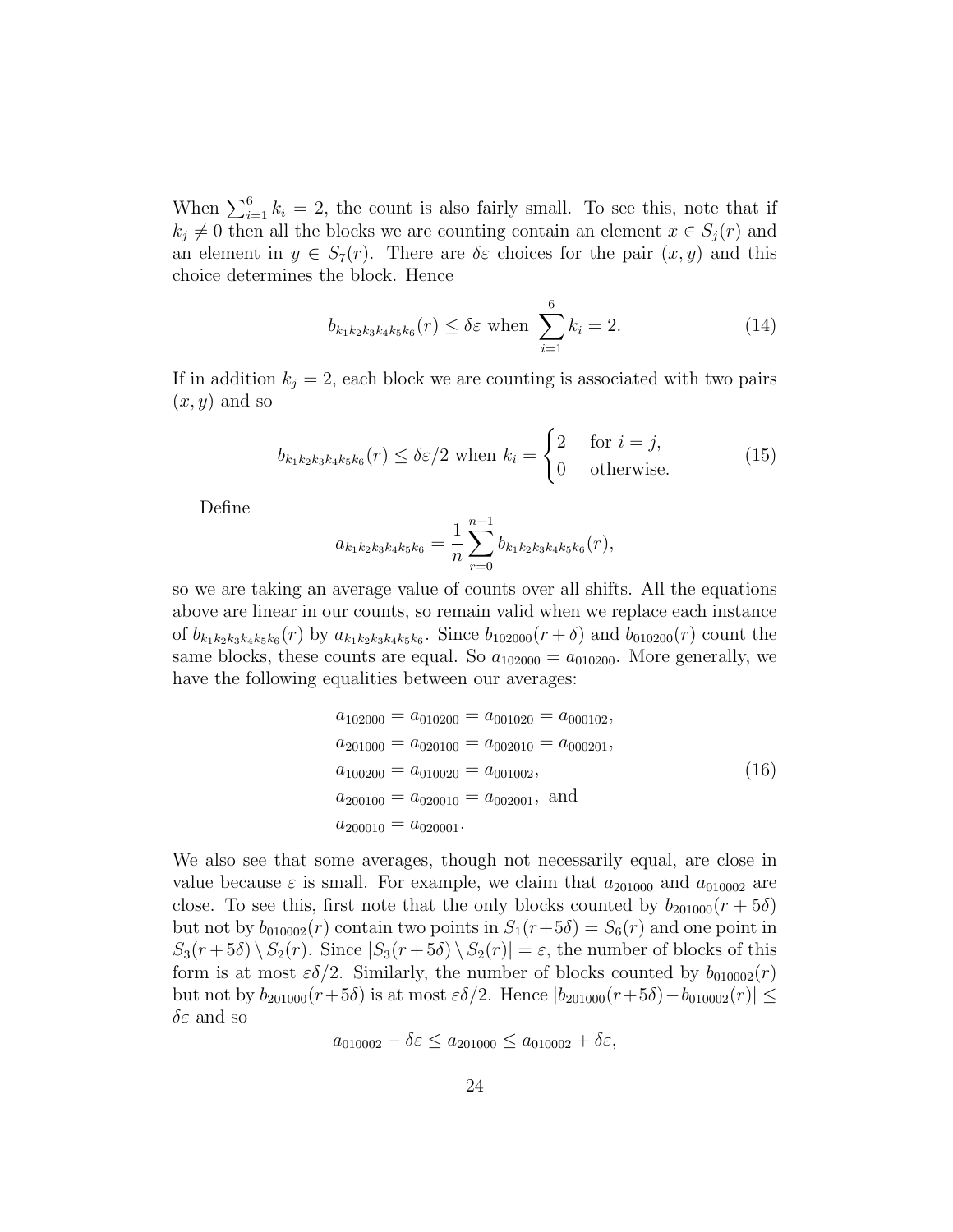When $\sum_{i=1}^{6} k_i = 2$, the count is also fairly small. To see this, note that if $k_j \neq 0$ then all the blocks we are counting contain an element $x \in S_j(r)$ and an element in $y \in S_7(r)$. There are $\delta\varepsilon$ choices for the pair $(x, y)$ and this choice determines the block. Hence

$$b_{k_1k_2k_3k_4k_5k_6}(r) \leq \delta\varepsilon \text{ when } \sum_{i=1}^{6} k_i = 2. \tag{14}$$

If in addition $k_j = 2$, each block we are counting is associated with two pairs $(x, y)$ and so

$$b_{k_1k_2k_3k_4k_5k_6}(r) \leq \delta\varepsilon/2 \text{ when } k_i = \begin{cases} 2 & \text{for } i = j, \\ 0 & \text{otherwise.} \end{cases} \tag{15}$$

Define

$$a_{k_1k_2k_3k_4k_5k_6} = \frac{1}{n} \sum_{r=0}^{n-1} b_{k_1k_2k_3k_4k_5k_6}(r),$$

so we are taking an average value of counts over all shifts. All the equations above are linear in our counts, so remain valid when we replace each instance of $b_{k_1k_2k_3k_4k_5k_6}(r)$ by $a_{k_1k_2k_3k_4k_5k_6}$. Since $b_{102000}(r + \delta)$ and $b_{010200}(r)$ count the same blocks, these counts are equal. So $a_{102000} = a_{010200}$. More generally, we have the following equalities between our averages:

$$\begin{aligned}
&a_{102000} = a_{010200} = a_{001020} = a_{000102}, \\
&a_{201000} = a_{020100} = a_{002010} = a_{000201}, \\
&a_{100200} = a_{010020} = a_{001002}, \\
&a_{200100} = a_{020010} = a_{002001}, \text{ and} \\
&a_{200010} = a_{020001}.
\end{aligned} \tag{16}$$

We also see that some averages, though not necessarily equal, are close in value because $\varepsilon$ is small. For example, we claim that $a_{201000}$ and $a_{010002}$ are close. To see this, first note that the only blocks counted by $b_{201000}(r + 5\delta)$ but not by $b_{010002}(r)$ contain two points in $S_1(r+5\delta) = S_6(r)$ and one point in $S_3(r+5\delta) \setminus S_2(r)$. Since $|S_3(r+5\delta) \setminus S_2(r)| = \varepsilon$, the number of blocks of this form is at most $\varepsilon\delta/2$. Similarly, the number of blocks counted by $b_{010002}(r)$ but not by $b_{201000}(r+5\delta)$ is at most $\varepsilon\delta/2$. Hence $|b_{201000}(r+5\delta) - b_{010002}(r)| \leq \delta\varepsilon$ and so

$$a_{010002} - \delta\varepsilon \leq a_{201000} \leq a_{010002} + \delta\varepsilon,$$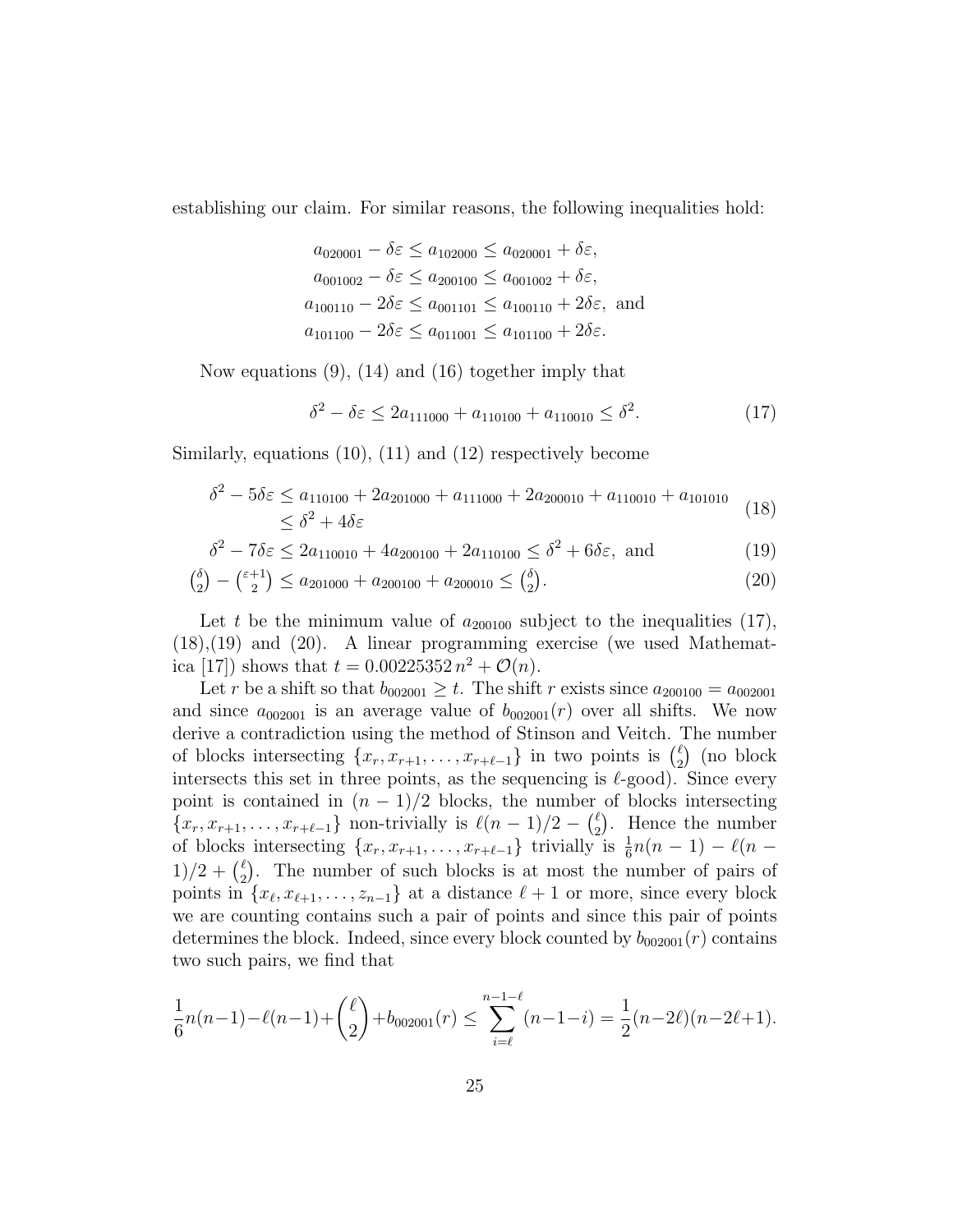establishing our claim. For similar reasons, the following inequalities hold:

$$
\begin{aligned}
a_{020001} - \delta\varepsilon \leq a_{102000} &\leq a_{020001} + \delta\varepsilon, \\
a_{001002} - \delta\varepsilon \leq a_{200100} &\leq a_{001002} + \delta\varepsilon, \\
a_{100110} - 2\delta\varepsilon \leq a_{001101} &\leq a_{100110} + 2\delta\varepsilon, \text{ and} \\
a_{101100} - 2\delta\varepsilon \leq a_{011001} &\leq a_{101100} + 2\delta\varepsilon.
\end{aligned}
$$

Now equations (9), (14) and (16) together imply that

$$
\delta^2 - \delta\varepsilon \leq 2a_{111000} + a_{110100} + a_{110010} \leq \delta^2. \tag{17}
$$

Similarly, equations (10), (11) and (12) respectively become

$$
\begin{aligned}
\delta^2 - 5\delta\varepsilon \leq a_{110100} + 2a_{201000} + a_{111000} + 2a_{200010} + a_{110010} + a_{101010} \\
\leq \delta^2 + 4\delta\varepsilon
\end{aligned} \tag{18}
$$

$$
\delta^2 - 7\delta\varepsilon \leq 2a_{110010} + 4a_{200100} + 2a_{110100} \leq \delta^2 + 6\delta\varepsilon, \text{ and} \tag{19}
$$

$$
\binom{\delta}{2} - \binom{\varepsilon+1}{2} \leq a_{201000} + a_{200100} + a_{200010} \leq \binom{\delta}{2}. \tag{20}
$$

Let $t$ be the minimum value of $a_{200100}$ subject to the inequalities (17), (18),(19) and (20). A linear programming exercise (we used Mathematica [17]) shows that $t = 0.00225352\, n^2 + \mathcal{O}(n)$.

Let $r$ be a shift so that $b_{002001} \geq t$. The shift $r$ exists since $a_{200100} = a_{002001}$ and since $a_{002001}$ is an average value of $b_{002001}(r)$ over all shifts. We now derive a contradiction using the method of Stinson and Veitch. The number of blocks intersecting $\{x_r, x_{r+1}, \dots, x_{r+\ell-1}\}$ in two points is $\binom{\ell}{2}$ (no block intersects this set in three points, as the sequencing is $\ell$-good). Since every point is contained in $(n-1)/2$ blocks, the number of blocks intersecting $\{x_r, x_{r+1}, \dots, x_{r+\ell-1}\}$ non-trivially is $\ell(n-1)/2 - \binom{\ell}{2}$. Hence the number of blocks intersecting $\{x_r, x_{r+1}, \dots, x_{r+\ell-1}\}$ trivially is $\frac{1}{6}n(n-1) - \ell(n-1)/2 + \binom{\ell}{2}$. The number of such blocks is at most the number of pairs of points in $\{x_\ell, x_{\ell+1}, \dots, z_{n-1}\}$ at a distance $\ell+1$ or more, since every block we are counting contains such a pair of points and since this pair of points determines the block. Indeed, since every block counted by $b_{002001}(r)$ contains two such pairs, we find that

$$
\frac{1}{6}n(n-1) - \ell(n-1) + \binom{\ell}{2} + b_{002001}(r) \leq \sum_{i=\ell}^{n-1-\ell} (n-1-i) = \frac{1}{2}(n-2\ell)(n-2\ell+1).
$$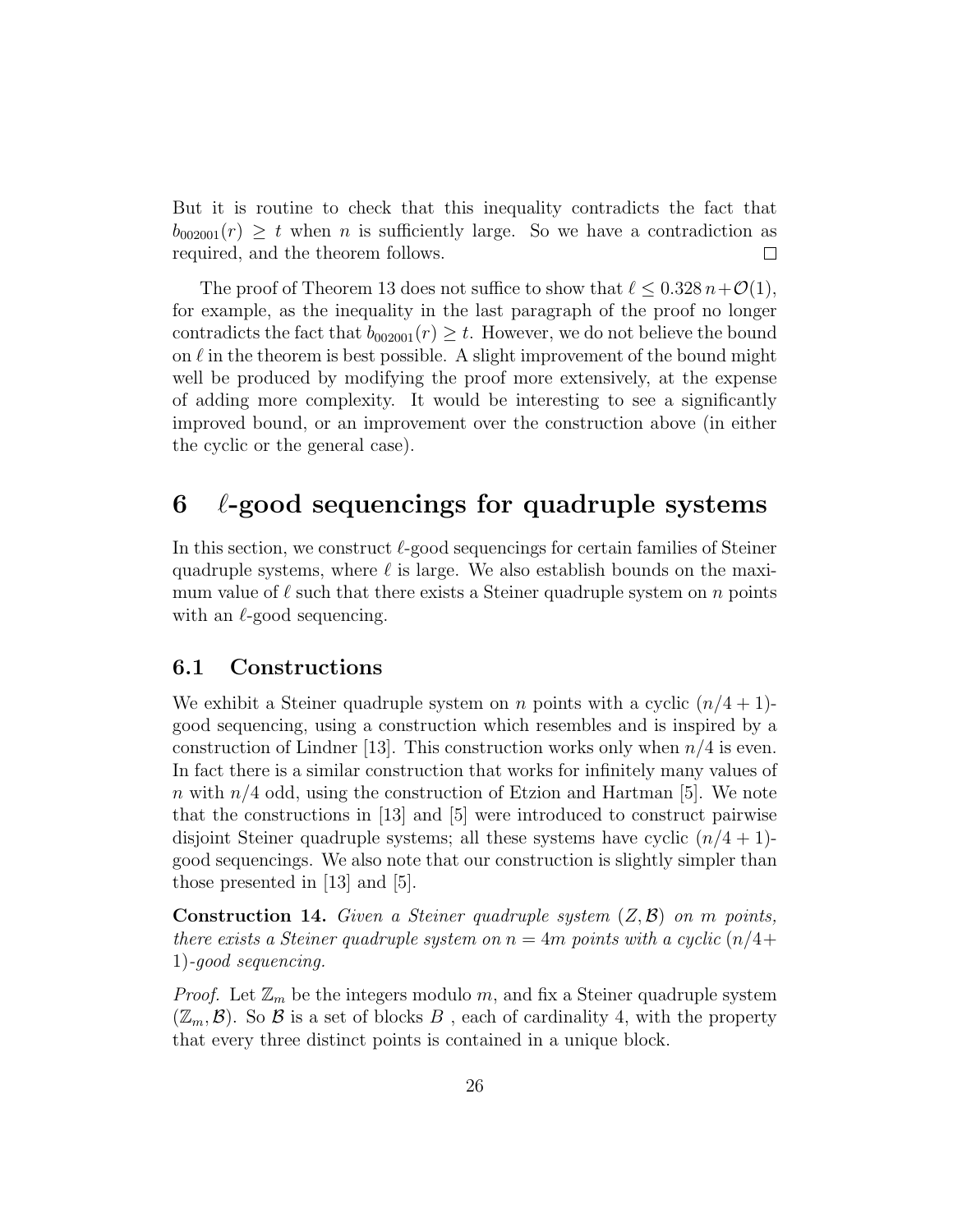But it is routine to check that this inequality contradicts the fact that $b_{002001}(r) \geq t$ when $n$ is sufficiently large. So we have a contradiction as required, and the theorem follows. $\square$

The proof of Theorem 13 does not suffice to show that $\ell \leq 0.328\,n + \mathcal{O}(1)$, for example, as the inequality in the last paragraph of the proof no longer contradicts the fact that $b_{002001}(r) \geq t$. However, we do not believe the bound on $\ell$ in the theorem is best possible. A slight improvement of the bound might well be produced by modifying the proof more extensively, at the expense of adding more complexity. It would be interesting to see a significantly improved bound, or an improvement over the construction above (in either the cyclic or the general case).

## 6 $\ell$-good sequencings for quadruple systems

In this section, we construct $\ell$-good sequencings for certain families of Steiner quadruple systems, where $\ell$ is large. We also establish bounds on the maximum value of $\ell$ such that there exists a Steiner quadruple system on $n$ points with an $\ell$-good sequencing.

### 6.1 Constructions

We exhibit a Steiner quadruple system on $n$ points with a cyclic $(n/4+1)$-good sequencing, using a construction which resembles and is inspired by a construction of Lindner [13]. This construction works only when $n/4$ is even. In fact there is a similar construction that works for infinitely many values of $n$ with $n/4$ odd, using the construction of Etzion and Hartman [5]. We note that the constructions in [13] and [5] were introduced to construct pairwise disjoint Steiner quadruple systems; all these systems have cyclic $(n/4+1)$-good sequencings. We also note that our construction is slightly simpler than those presented in [13] and [5].

**Construction 14.** *Given a Steiner quadruple system $(Z, \mathcal{B})$ on $m$ points, there exists a Steiner quadruple system on $n = 4m$ points with a cyclic $(n/4+1)$-good sequencing.*

*Proof.* Let $\mathbb{Z}_m$ be the integers modulo $m$, and fix a Steiner quadruple system $(\mathbb{Z}_m, \mathcal{B})$. So $\mathcal{B}$ is a set of blocks $B$ , each of cardinality 4, with the property that every three distinct points is contained in a unique block.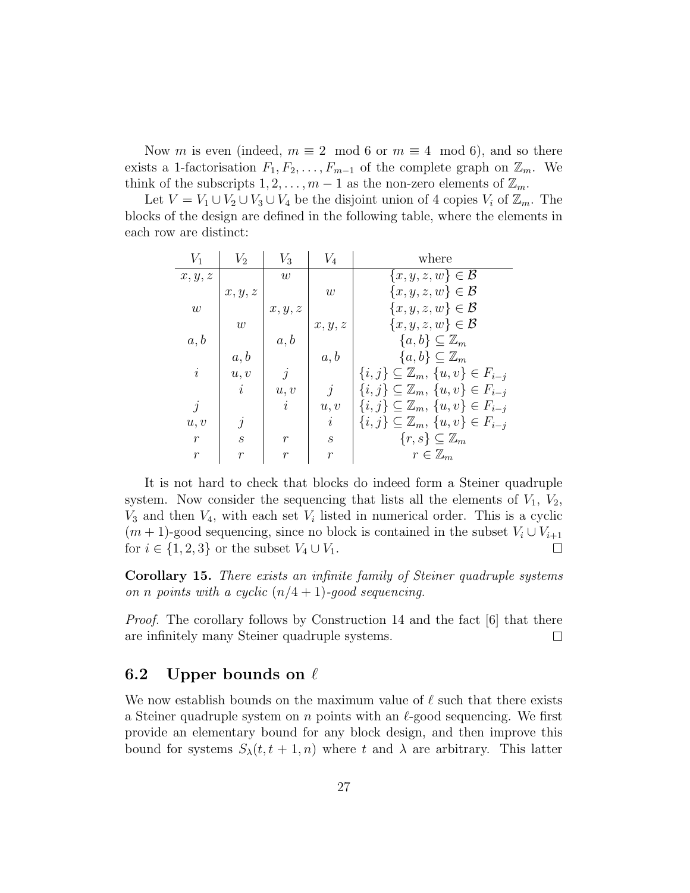Now $m$ is even (indeed, $m \equiv 2 \mod 6$ or $m \equiv 4 \mod 6$), and so there exists a 1-factorisation $F_1, F_2, \ldots, F_{m-1}$ of the complete graph on $\mathbb{Z}_m$. We think of the subscripts $1, 2, \ldots, m-1$ as the non-zero elements of $\mathbb{Z}_m$.

Let $V = V_1 \cup V_2 \cup V_3 \cup V_4$ be the disjoint union of 4 copies $V_i$ of $\mathbb{Z}_m$. The blocks of the design are defined in the following table, where the elements in each row are distinct:

| $V_1$ | $V_2$ | $V_3$ | $V_4$ | where |
|---|---|---|---|---|
| $x, y, z$ | | $w$ | | $\{x, y, z, w\} \in \mathcal{B}$ |
| | $x, y, z$ | | $w$ | $\{x, y, z, w\} \in \mathcal{B}$ |
| $w$ | | $x, y, z$ | | $\{x, y, z, w\} \in \mathcal{B}$ |
| | $w$ | | $x, y, z$ | $\{x, y, z, w\} \in \mathcal{B}$ |
| $a, b$ | | $a, b$ | | $\{a, b\} \subseteq \mathbb{Z}_m$ |
| | $a, b$ | | $a, b$ | $\{a, b\} \subseteq \mathbb{Z}_m$ |
| $i$ | $u, v$ | $j$ | | $\{i, j\} \subseteq \mathbb{Z}_m$, $\{u, v\} \in F_{i-j}$ |
| | $i$ | $u, v$ | $j$ | $\{i, j\} \subseteq \mathbb{Z}_m$, $\{u, v\} \in F_{i-j}$ |
| $j$ | | $i$ | $u, v$ | $\{i, j\} \subseteq \mathbb{Z}_m$, $\{u, v\} \in F_{i-j}$ |
| $u, v$ | $j$ | | $i$ | $\{i, j\} \subseteq \mathbb{Z}_m$, $\{u, v\} \in F_{i-j}$ |
| $r$ | $s$ | $r$ | $s$ | $\{r, s\} \subseteq \mathbb{Z}_m$ |
| $r$ | $r$ | $r$ | $r$ | $r \in \mathbb{Z}_m$ |

It is not hard to check that blocks do indeed form a Steiner quadruple system. Now consider the sequencing that lists all the elements of $V_1$, $V_2$, $V_3$ and then $V_4$, with each set $V_i$ listed in numerical order. This is a cyclic $(m+1)$-good sequencing, since no block is contained in the subset $V_i \cup V_{i+1}$ for $i \in \{1, 2, 3\}$ or the subset $V_4 \cup V_1$. □

**Corollary 15.** *There exists an infinite family of Steiner quadruple systems on $n$ points with a cyclic $(n/4+1)$-good sequencing.*

*Proof.* The corollary follows by Construction 14 and the fact [6] that there are infinitely many Steiner quadruple systems. □

## 6.2 Upper bounds on $\ell$

We now establish bounds on the maximum value of $\ell$ such that there exists a Steiner quadruple system on $n$ points with an $\ell$-good sequencing. We first provide an elementary bound for any block design, and then improve this bound for systems $S_\lambda(t, t+1, n)$ where $t$ and $\lambda$ are arbitrary. This latter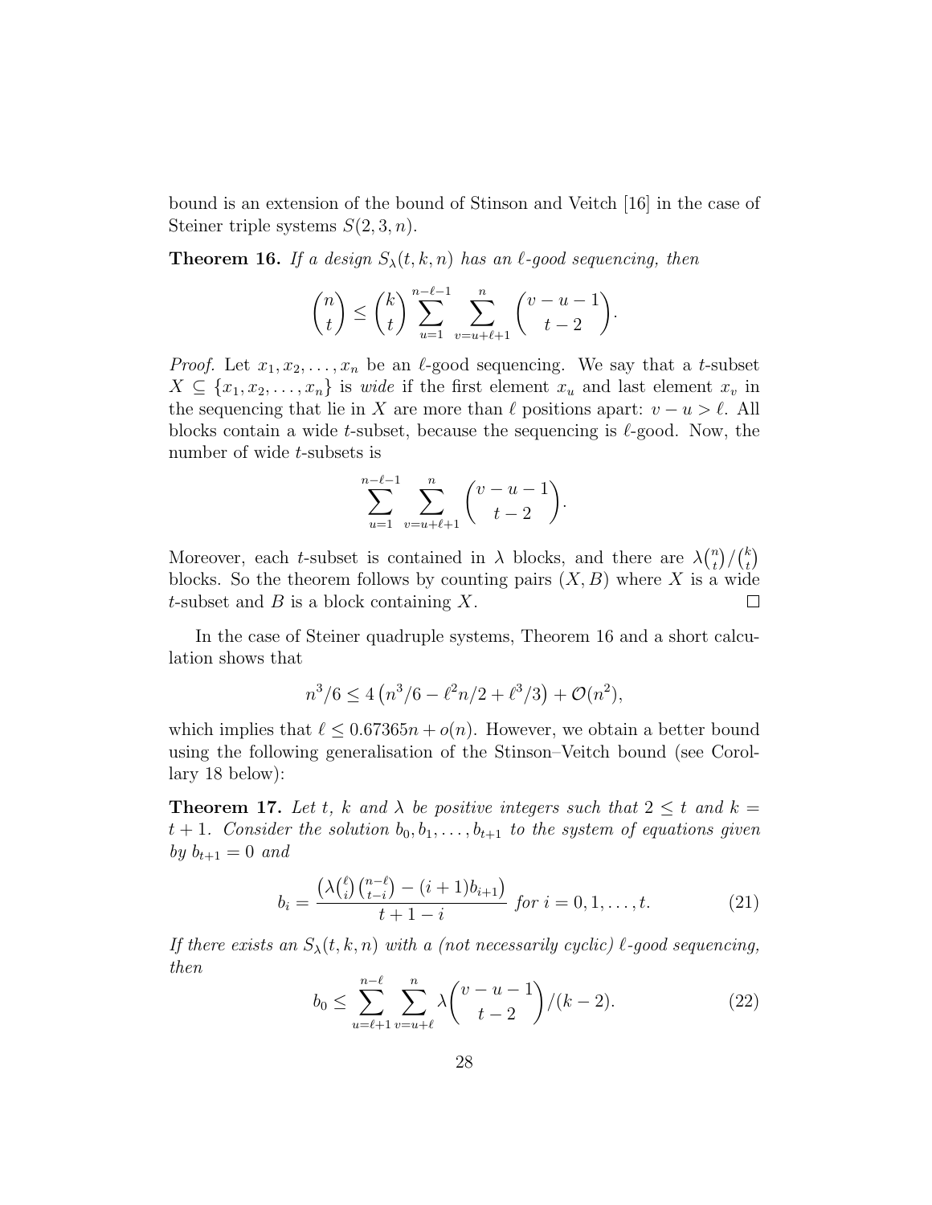bound is an extension of the bound of Stinson and Veitch [16] in the case of Steiner triple systems $S(2, 3, n)$.

**Theorem 16.** *If a design $S_\lambda(t, k, n)$ has an $\ell$-good sequencing, then*

$$\binom{n}{t} \leq \binom{k}{t} \sum_{u=1}^{n-\ell-1} \sum_{v=u+\ell+1}^{n} \binom{v-u-1}{t-2}.$$

*Proof.* Let $x_1, x_2, \ldots, x_n$ be an $\ell$-good sequencing. We say that a $t$-subset $X \subseteq \{x_1, x_2, \ldots, x_n\}$ is *wide* if the first element $x_u$ and last element $x_v$ in the sequencing that lie in $X$ are more than $\ell$ positions apart: $v - u > \ell$. All blocks contain a wide $t$-subset, because the sequencing is $\ell$-good. Now, the number of wide $t$-subsets is

$$\sum_{u=1}^{n-\ell-1} \sum_{v=u+\ell+1}^{n} \binom{v-u-1}{t-2}.$$

Moreover, each $t$-subset is contained in $\lambda$ blocks, and there are $\lambda\binom{n}{t}/\binom{k}{t}$ blocks. So the theorem follows by counting pairs $(X, B)$ where $X$ is a wide $t$-subset and $B$ is a block containing $X$. $\square$

In the case of Steiner quadruple systems, Theorem 16 and a short calculation shows that

$$n^3/6 \leq 4\left(n^3/6 - \ell^2 n/2 + \ell^3/3\right) + \mathcal{O}(n^2),$$

which implies that $\ell \leq 0.67365n + o(n)$. However, we obtain a better bound using the following generalisation of the Stinson–Veitch bound (see Corollary 18 below):

**Theorem 17.** *Let $t$, $k$ and $\lambda$ be positive integers such that $2 \leq t$ and $k = t + 1$. Consider the solution $b_0, b_1, \ldots, b_{t+1}$ to the system of equations given by $b_{t+1} = 0$ and*

$$b_i = \frac{\left(\lambda\binom{\ell}{i}\binom{n-\ell}{t-i}\right) - (i+1)b_{i+1}}{t+1-i} \text{ for } i = 0, 1, \ldots, t. \tag{21}$$

*If there exists an $S_\lambda(t, k, n)$ with a (not necessarily cyclic) $\ell$-good sequencing, then*

$$b_0 \leq \sum_{u=\ell+1}^{n-\ell} \sum_{v=u+\ell}^{n} \lambda\binom{v-u-1}{t-2}/(k-2). \tag{22}$$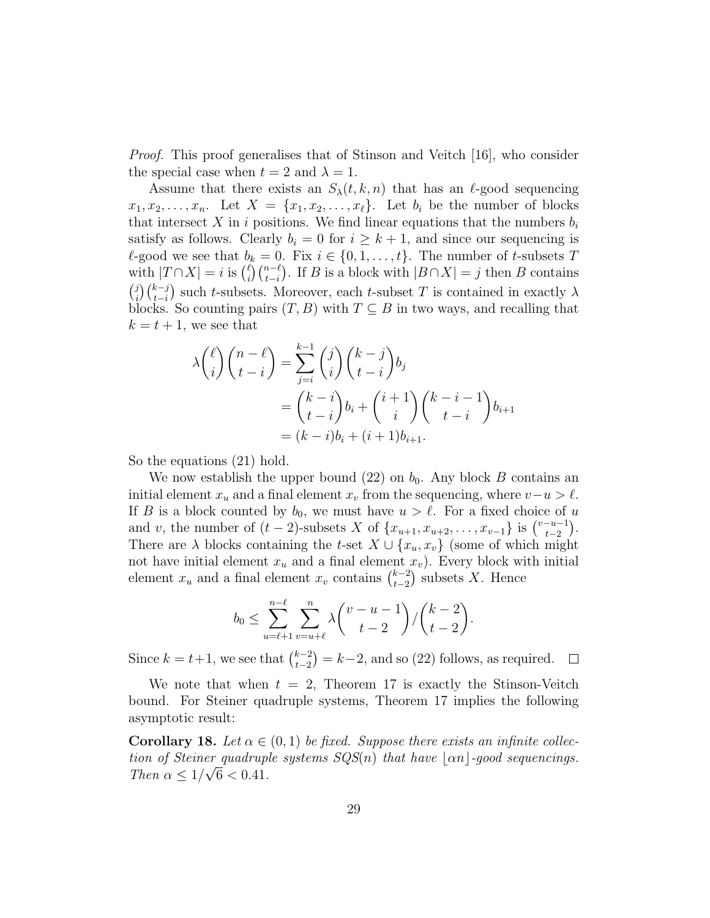*Proof.* This proof generalises that of Stinson and Veitch [16], who consider the special case when $t = 2$ and $\lambda = 1$.

Assume that there exists an $S_\lambda(t, k, n)$ that has an $\ell$-good sequencing $x_1, x_2, \dots, x_n$. Let $X = \{x_1, x_2, \dots, x_\ell\}$. Let $b_i$ be the number of blocks that intersect $X$ in $i$ positions. We find linear equations that the numbers $b_i$ satisfy as follows. Clearly $b_i = 0$ for $i \geq k + 1$, and since our sequencing is $\ell$-good we see that $b_k = 0$. Fix $i \in \{0, 1, \dots, t\}$. The number of $t$-subsets $T$ with $|T \cap X| = i$ is $\binom{\ell}{i}\binom{n-\ell}{t-i}$. If $B$ is a block with $|B \cap X| = j$ then $B$ contains $\binom{j}{i}\binom{k-j}{t-i}$ such $t$-subsets. Moreover, each $t$-subset $T$ is contained in exactly $\lambda$ blocks. So counting pairs $(T, B)$ with $T \subseteq B$ in two ways, and recalling that $k = t + 1$, we see that

$$
\begin{aligned}
\lambda\binom{\ell}{i}\binom{n-\ell}{t-i} &= \sum_{j=i}^{k-1}\binom{j}{i}\binom{k-j}{t-i}b_j \\
&= \binom{k-i}{t-i}b_i + \binom{i+1}{i}\binom{k-i-1}{t-i}b_{i+1} \\
&= (k-i)b_i + (i+1)b_{i+1}.
\end{aligned}
$$

So the equations (21) hold.

We now establish the upper bound (22) on $b_0$. Any block $B$ contains an initial element $x_u$ and a final element $x_v$ from the sequencing, where $v - u > \ell$. If $B$ is a block counted by $b_0$, we must have $u > \ell$. For a fixed choice of $u$ and $v$, the number of $(t-2)$-subsets $X$ of $\{x_{u+1}, x_{u+2}, \dots, x_{v-1}\}$ is $\binom{v-u-1}{t-2}$. There are $\lambda$ blocks containing the $t$-set $X \cup \{x_u, x_v\}$ (some of which might not have initial element $x_u$ and a final element $x_v$). Every block with initial element $x_u$ and a final element $x_v$ contains $\binom{k-2}{t-2}$ subsets $X$. Hence

$$
b_0 \leq \sum_{u=\ell+1}^{n-\ell}\sum_{v=u+\ell}^{n}\lambda\binom{v-u-1}{t-2}\Big/\binom{k-2}{t-2}.
$$

Since $k = t+1$, we see that $\binom{k-2}{t-2} = k-2$, and so (22) follows, as required. $\square$

We note that when $t = 2$, Theorem 17 is exactly the Stinson-Veitch bound. For Steiner quadruple systems, Theorem 17 implies the following asymptotic result:

**Corollary 18.** *Let $\alpha \in (0, 1)$ be fixed. Suppose there exists an infinite collection of Steiner quadruple systems $SQS(n)$ that have $\lfloor \alpha n \rfloor$-good sequencings. Then $\alpha \leq 1/\sqrt{6} < 0.41$.*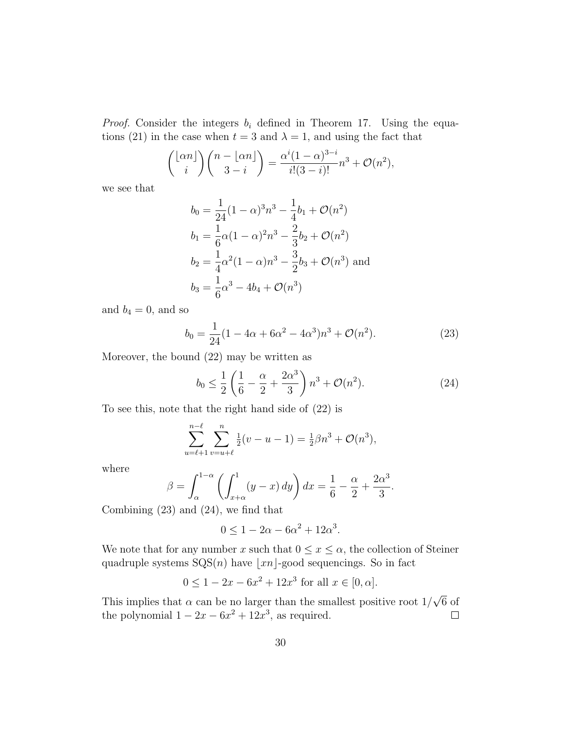*Proof.* Consider the integers $b_i$ defined in Theorem 17. Using the equations (21) in the case when $t = 3$ and $\lambda = 1$, and using the fact that

$$\binom{\lfloor \alpha n \rfloor}{i}\binom{n - \lfloor \alpha n \rfloor}{3-i} = \frac{\alpha^i(1-\alpha)^{3-i}}{i!(3-i)!}n^3 + \mathcal{O}(n^2),$$

we see that

$$\begin{aligned}
b_0 &= \frac{1}{24}(1-\alpha)^3 n^3 - \frac{1}{4}b_1 + \mathcal{O}(n^2) \\
b_1 &= \frac{1}{6}\alpha(1-\alpha)^2 n^3 - \frac{2}{3}b_2 + \mathcal{O}(n^2) \\
b_2 &= \frac{1}{4}\alpha^2(1-\alpha)n^3 - \frac{3}{2}b_3 + \mathcal{O}(n^3) \text{ and} \\
b_3 &= \frac{1}{6}\alpha^3 - 4b_4 + \mathcal{O}(n^3)
\end{aligned}$$

and $b_4 = 0$, and so

$$b_0 = \frac{1}{24}(1 - 4\alpha + 6\alpha^2 - 4\alpha^3)n^3 + \mathcal{O}(n^2). \tag{23}$$

Moreover, the bound (22) may be written as

$$b_0 \leq \frac{1}{2}\left(\frac{1}{6} - \frac{\alpha}{2} + \frac{2\alpha^3}{3}\right)n^3 + \mathcal{O}(n^2). \tag{24}$$

To see this, note that the right hand side of (22) is

$$\sum_{u=\ell+1}^{n-\ell}\sum_{v=u+\ell}^{n} \tfrac{1}{2}(v-u-1) = \tfrac{1}{2}\beta n^3 + \mathcal{O}(n^3),$$

where

$$\beta = \int_{\alpha}^{1-\alpha}\left(\int_{x+\alpha}^{1}(y-x)\,dy\right)dx = \frac{1}{6} - \frac{\alpha}{2} + \frac{2\alpha^3}{3}.$$

Combining (23) and (24), we find that

$$0 \leq 1 - 2\alpha - 6\alpha^2 + 12\alpha^3.$$

We note that for any number $x$ such that $0 \leq x \leq \alpha$, the collection of Steiner quadruple systems $\mathrm{SQS}(n)$ have $\lfloor xn \rfloor$-good sequencings. So in fact

$$0 \leq 1 - 2x - 6x^2 + 12x^3 \text{ for all } x \in [0, \alpha].$$

This implies that $\alpha$ can be no larger than the smallest positive root $1/\sqrt{6}$ of the polynomial $1 - 2x - 6x^2 + 12x^3$, as required. $\square$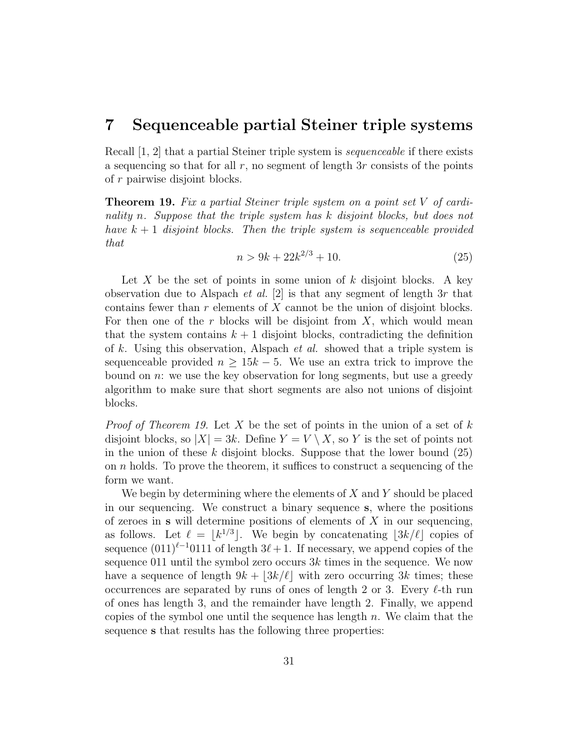# 7 Sequenceable partial Steiner triple systems

Recall [1, 2] that a partial Steiner triple system is *sequenceable* if there exists a sequencing so that for all $r$, no segment of length $3r$ consists of the points of $r$ pairwise disjoint blocks.

**Theorem 19.** *Fix a partial Steiner triple system on a point set $V$ of cardinality $n$. Suppose that the triple system has $k$ disjoint blocks, but does not have $k+1$ disjoint blocks. Then the triple system is sequenceable provided that*

$$n > 9k + 22k^{2/3} + 10. \tag{25}$$

Let $X$ be the set of points in some union of $k$ disjoint blocks. A key observation due to Alspach *et al.* [2] is that any segment of length $3r$ that contains fewer than $r$ elements of $X$ cannot be the union of disjoint blocks. For then one of the $r$ blocks will be disjoint from $X$, which would mean that the system contains $k+1$ disjoint blocks, contradicting the definition of $k$. Using this observation, Alspach *et al.* showed that a triple system is sequenceable provided $n \geq 15k - 5$. We use an extra trick to improve the bound on $n$: we use the key observation for long segments, but use a greedy algorithm to make sure that short segments are also not unions of disjoint blocks.

*Proof of Theorem 19.* Let $X$ be the set of points in the union of a set of $k$ disjoint blocks, so $|X| = 3k$. Define $Y = V \setminus X$, so $Y$ is the set of points not in the union of these $k$ disjoint blocks. Suppose that the lower bound (25) on $n$ holds. To prove the theorem, it suffices to construct a sequencing of the form we want.

We begin by determining where the elements of $X$ and $Y$ should be placed in our sequencing. We construct a binary sequence $\mathbf{s}$, where the positions of zeroes in $\mathbf{s}$ will determine positions of elements of $X$ in our sequencing, as follows. Let $\ell = \lfloor k^{1/3} \rfloor$. We begin by concatenating $\lfloor 3k/\ell \rfloor$ copies of sequence $(011)^{\ell-1}0111$ of length $3\ell + 1$. If necessary, we append copies of the sequence 011 until the symbol zero occurs $3k$ times in the sequence. We now have a sequence of length $9k + \lfloor 3k/\ell \rfloor$ with zero occurring $3k$ times; these occurrences are separated by runs of ones of length 2 or 3. Every $\ell$-th run of ones has length 3, and the remainder have length 2. Finally, we append copies of the symbol one until the sequence has length $n$. We claim that the sequence $\mathbf{s}$ that results has the following three properties: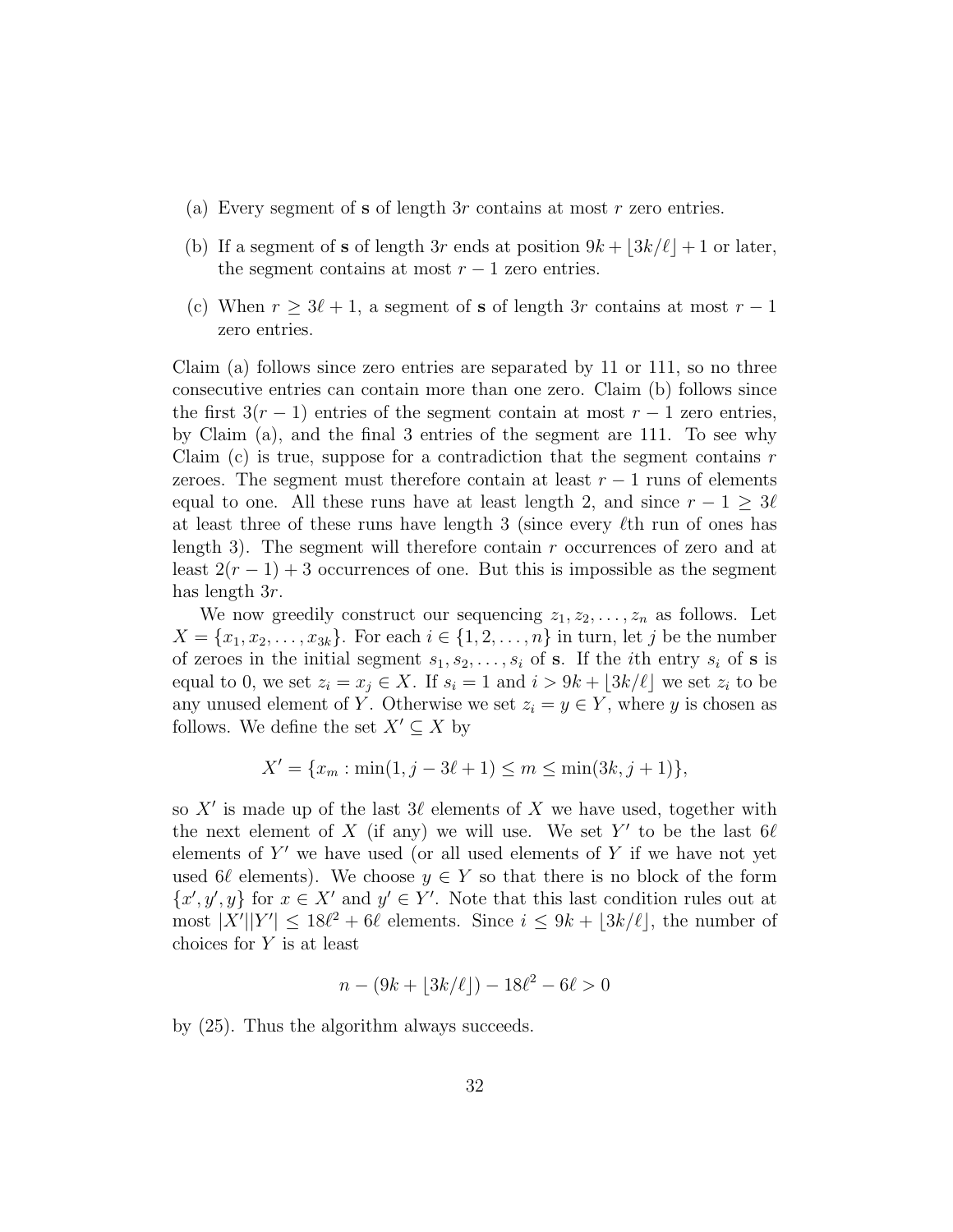(a) Every segment of $\mathbf{s}$ of length $3r$ contains at most $r$ zero entries.

(b) If a segment of $\mathbf{s}$ of length $3r$ ends at position $9k + \lfloor 3k/\ell \rfloor + 1$ or later, the segment contains at most $r - 1$ zero entries.

(c) When $r \geq 3\ell + 1$, a segment of $\mathbf{s}$ of length $3r$ contains at most $r - 1$ zero entries.

Claim (a) follows since zero entries are separated by 11 or 111, so no three consecutive entries can contain more than one zero. Claim (b) follows since the first $3(r-1)$ entries of the segment contain at most $r - 1$ zero entries, by Claim (a), and the final 3 entries of the segment are 111. To see why Claim (c) is true, suppose for a contradiction that the segment contains $r$ zeroes. The segment must therefore contain at least $r - 1$ runs of elements equal to one. All these runs have at least length 2, and since $r - 1 \geq 3\ell$ at least three of these runs have length 3 (since every $\ell$th run of ones has length 3). The segment will therefore contain $r$ occurrences of zero and at least $2(r-1) + 3$ occurrences of one. But this is impossible as the segment has length $3r$.

We now greedily construct our sequencing $z_1, z_2, \ldots, z_n$ as follows. Let $X = \{x_1, x_2, \ldots, x_{3k}\}$. For each $i \in \{1, 2, \ldots, n\}$ in turn, let $j$ be the number of zeroes in the initial segment $s_1, s_2, \ldots, s_i$ of $\mathbf{s}$. If the $i$th entry $s_i$ of $\mathbf{s}$ is equal to 0, we set $z_i = x_j \in X$. If $s_i = 1$ and $i > 9k + \lfloor 3k/\ell \rfloor$ we set $z_i$ to be any unused element of $Y$. Otherwise we set $z_i = y \in Y$, where $y$ is chosen as follows. We define the set $X' \subseteq X$ by

$$X' = \{x_m : \min(1, j - 3\ell + 1) \leq m \leq \min(3k, j + 1)\},$$

so $X'$ is made up of the last $3\ell$ elements of $X$ we have used, together with the next element of $X$ (if any) we will use. We set $Y'$ to be the last $6\ell$ elements of $Y'$ we have used (or all used elements of $Y$ if we have not yet used $6\ell$ elements). We choose $y \in Y$ so that there is no block of the form $\{x', y', y\}$ for $x \in X'$ and $y' \in Y'$. Note that this last condition rules out at most $|X'||Y'| \leq 18\ell^2 + 6\ell$ elements. Since $i \leq 9k + \lfloor 3k/\ell \rfloor$, the number of choices for $Y$ is at least

$$n - (9k + \lfloor 3k/\ell \rfloor) - 18\ell^2 - 6\ell > 0$$

by (25). Thus the algorithm always succeeds.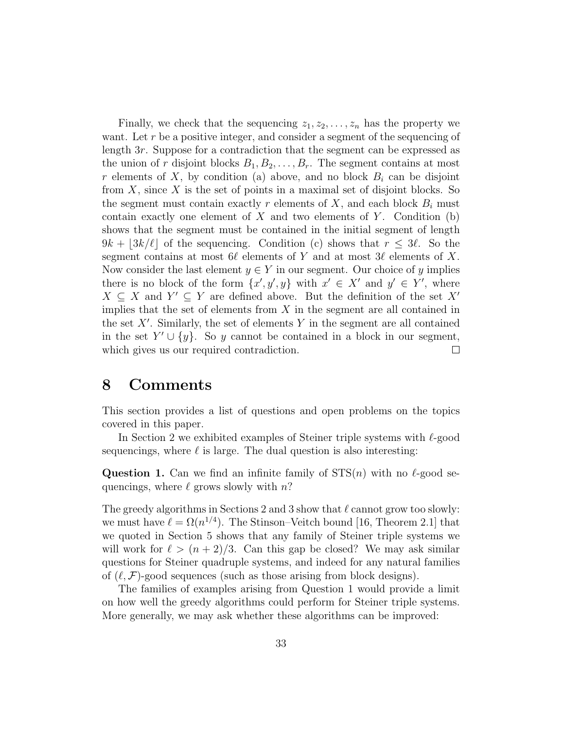Finally, we check that the sequencing $z_1, z_2, \ldots, z_n$ has the property we want. Let $r$ be a positive integer, and consider a segment of the sequencing of length $3r$. Suppose for a contradiction that the segment can be expressed as the union of $r$ disjoint blocks $B_1, B_2, \ldots, B_r$. The segment contains at most $r$ elements of $X$, by condition (a) above, and no block $B_i$ can be disjoint from $X$, since $X$ is the set of points in a maximal set of disjoint blocks. So the segment must contain exactly $r$ elements of $X$, and each block $B_i$ must contain exactly one element of $X$ and two elements of $Y$. Condition (b) shows that the segment must be contained in the initial segment of length $9k + \lfloor 3k/\ell \rfloor$ of the sequencing. Condition (c) shows that $r \leq 3\ell$. So the segment contains at most $6\ell$ elements of $Y$ and at most $3\ell$ elements of $X$. Now consider the last element $y \in Y$ in our segment. Our choice of $y$ implies there is no block of the form $\{x', y', y\}$ with $x' \in X'$ and $y' \in Y'$, where $X \subseteq X$ and $Y' \subseteq Y$ are defined above. But the definition of the set $X'$ implies that the set of elements from $X$ in the segment are all contained in the set $X'$. Similarly, the set of elements $Y$ in the segment are all contained in the set $Y' \cup \{y\}$. So $y$ cannot be contained in a block in our segment, which gives us our required contradiction. □

# 8 Comments

This section provides a list of questions and open problems on the topics covered in this paper.

In Section 2 we exhibited examples of Steiner triple systems with $\ell$-good sequencings, where $\ell$ is large. The dual question is also interesting:

**Question 1.** Can we find an infinite family of $\mathrm{STS}(n)$ with no $\ell$-good sequencings, where $\ell$ grows slowly with $n$?

The greedy algorithms in Sections 2 and 3 show that $\ell$ cannot grow too slowly: we must have $\ell = \Omega(n^{1/4})$. The Stinson–Veitch bound [16, Theorem 2.1] that we quoted in Section 5 shows that any family of Steiner triple systems we will work for $\ell > (n+2)/3$. Can this gap be closed? We may ask similar questions for Steiner quadruple systems, and indeed for any natural families of $(\ell, \mathcal{F})$-good sequences (such as those arising from block designs).

The families of examples arising from Question 1 would provide a limit on how well the greedy algorithms could perform for Steiner triple systems. More generally, we may ask whether these algorithms can be improved: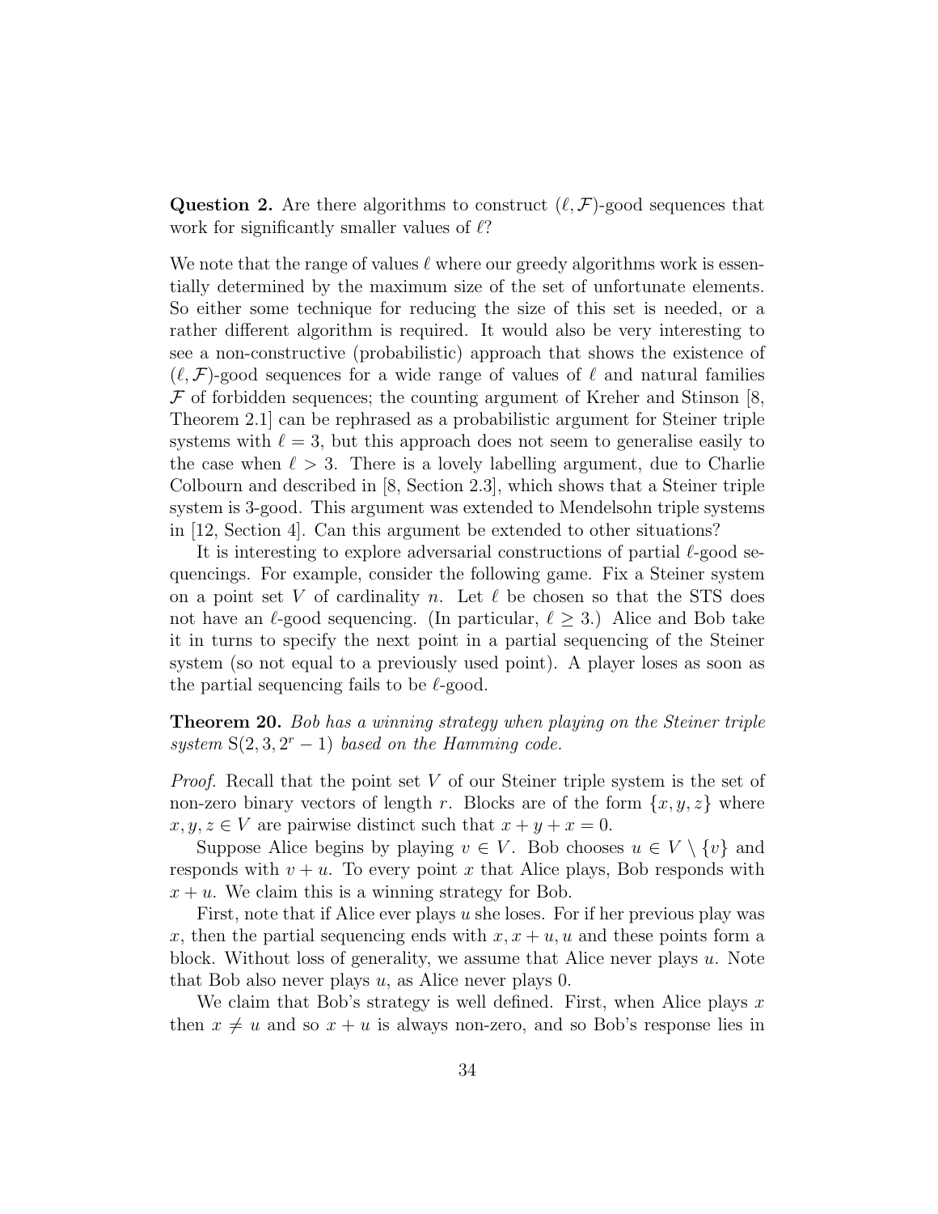**Question 2.** Are there algorithms to construct $(\ell, \mathcal{F})$-good sequences that work for significantly smaller values of $\ell$?

We note that the range of values $\ell$ where our greedy algorithms work is essentially determined by the maximum size of the set of unfortunate elements. So either some technique for reducing the size of this set is needed, or a rather different algorithm is required. It would also be very interesting to see a non-constructive (probabilistic) approach that shows the existence of $(\ell, \mathcal{F})$-good sequences for a wide range of values of $\ell$ and natural families $\mathcal{F}$ of forbidden sequences; the counting argument of Kreher and Stinson [8, Theorem 2.1] can be rephrased as a probabilistic argument for Steiner triple systems with $\ell = 3$, but this approach does not seem to generalise easily to the case when $\ell > 3$. There is a lovely labelling argument, due to Charlie Colbourn and described in [8, Section 2.3], which shows that a Steiner triple system is 3-good. This argument was extended to Mendelsohn triple systems in [12, Section 4]. Can this argument be extended to other situations?

It is interesting to explore adversarial constructions of partial $\ell$-good sequencings. For example, consider the following game. Fix a Steiner system on a point set $V$ of cardinality $n$. Let $\ell$ be chosen so that the STS does not have an $\ell$-good sequencing. (In particular, $\ell \geq 3$.) Alice and Bob take it in turns to specify the next point in a partial sequencing of the Steiner system (so not equal to a previously used point). A player loses as soon as the partial sequencing fails to be $\ell$-good.

**Theorem 20.** *Bob has a winning strategy when playing on the Steiner triple system* $\mathrm{S}(2, 3, 2^r - 1)$ *based on the Hamming code.*

*Proof.* Recall that the point set $V$ of our Steiner triple system is the set of non-zero binary vectors of length $r$. Blocks are of the form $\{x, y, z\}$ where $x, y, z \in V$ are pairwise distinct such that $x + y + x = 0$.

Suppose Alice begins by playing $v \in V$. Bob chooses $u \in V \setminus \{v\}$ and responds with $v + u$. To every point $x$ that Alice plays, Bob responds with $x + u$. We claim this is a winning strategy for Bob.

First, note that if Alice ever plays $u$ she loses. For if her previous play was $x$, then the partial sequencing ends with $x, x + u, u$ and these points form a block. Without loss of generality, we assume that Alice never plays $u$. Note that Bob also never plays $u$, as Alice never plays 0.

We claim that Bob's strategy is well defined. First, when Alice plays $x$ then $x \neq u$ and so $x + u$ is always non-zero, and so Bob's response lies in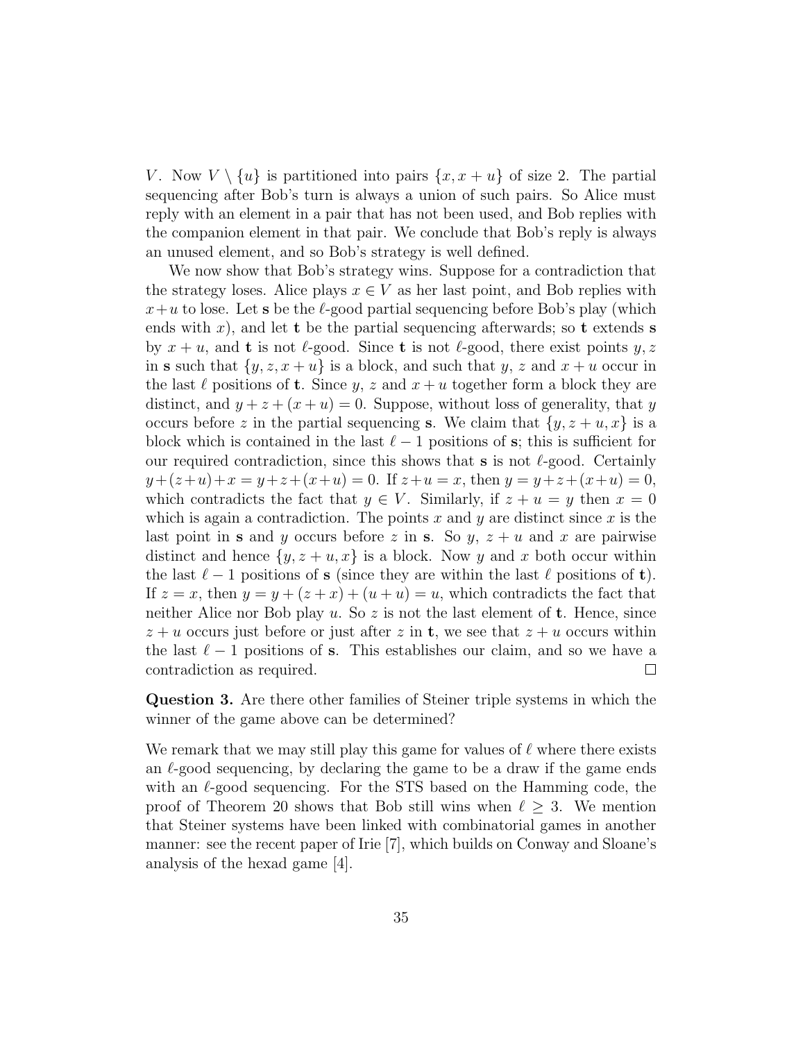$V$. Now $V \setminus \{u\}$ is partitioned into pairs $\{x, x+u\}$ of size 2. The partial sequencing after Bob's turn is always a union of such pairs. So Alice must reply with an element in a pair that has not been used, and Bob replies with the companion element in that pair. We conclude that Bob's reply is always an unused element, and so Bob's strategy is well defined.

We now show that Bob's strategy wins. Suppose for a contradiction that the strategy loses. Alice plays $x \in V$ as her last point, and Bob replies with $x+u$ to lose. Let $\mathbf{s}$ be the $\ell$-good partial sequencing before Bob's play (which ends with $x$), and let $\mathbf{t}$ be the partial sequencing afterwards; so $\mathbf{t}$ extends $\mathbf{s}$ by $x+u$, and $\mathbf{t}$ is not $\ell$-good. Since $\mathbf{t}$ is not $\ell$-good, there exist points $y, z$ in $\mathbf{s}$ such that $\{y, z, x+u\}$ is a block, and such that $y$, $z$ and $x+u$ occur in the last $\ell$ positions of $\mathbf{t}$. Since $y$, $z$ and $x+u$ together form a block they are distinct, and $y + z + (x+u) = 0$. Suppose, without loss of generality, that $y$ occurs before $z$ in the partial sequencing $\mathbf{s}$. We claim that $\{y, z+u, x\}$ is a block which is contained in the last $\ell - 1$ positions of $\mathbf{s}$; this is sufficient for our required contradiction, since this shows that $\mathbf{s}$ is not $\ell$-good. Certainly $y + (z+u) + x = y + z + (x+u) = 0$. If $z + u = x$, then $y = y + z + (x+u) = 0$, which contradicts the fact that $y \in V$. Similarly, if $z + u = y$ then $x = 0$ which is again a contradiction. The points $x$ and $y$ are distinct since $x$ is the last point in $\mathbf{s}$ and $y$ occurs before $z$ in $\mathbf{s}$. So $y$, $z+u$ and $x$ are pairwise distinct and hence $\{y, z+u, x\}$ is a block. Now $y$ and $x$ both occur within the last $\ell - 1$ positions of $\mathbf{s}$ (since they are within the last $\ell$ positions of $\mathbf{t}$). If $z = x$, then $y = y + (z+x) + (u+u) = u$, which contradicts the fact that neither Alice nor Bob play $u$. So $z$ is not the last element of $\mathbf{t}$. Hence, since $z+u$ occurs just before or just after $z$ in $\mathbf{t}$, we see that $z+u$ occurs within the last $\ell - 1$ positions of $\mathbf{s}$. This establishes our claim, and so we have a contradiction as required. □

**Question 3.** Are there other families of Steiner triple systems in which the winner of the game above can be determined?

We remark that we may still play this game for values of $\ell$ where there exists an $\ell$-good sequencing, by declaring the game to be a draw if the game ends with an $\ell$-good sequencing. For the STS based on the Hamming code, the proof of Theorem 20 shows that Bob still wins when $\ell \geq 3$. We mention that Steiner systems have been linked with combinatorial games in another manner: see the recent paper of Irie [7], which builds on Conway and Sloane's analysis of the hexad game [4].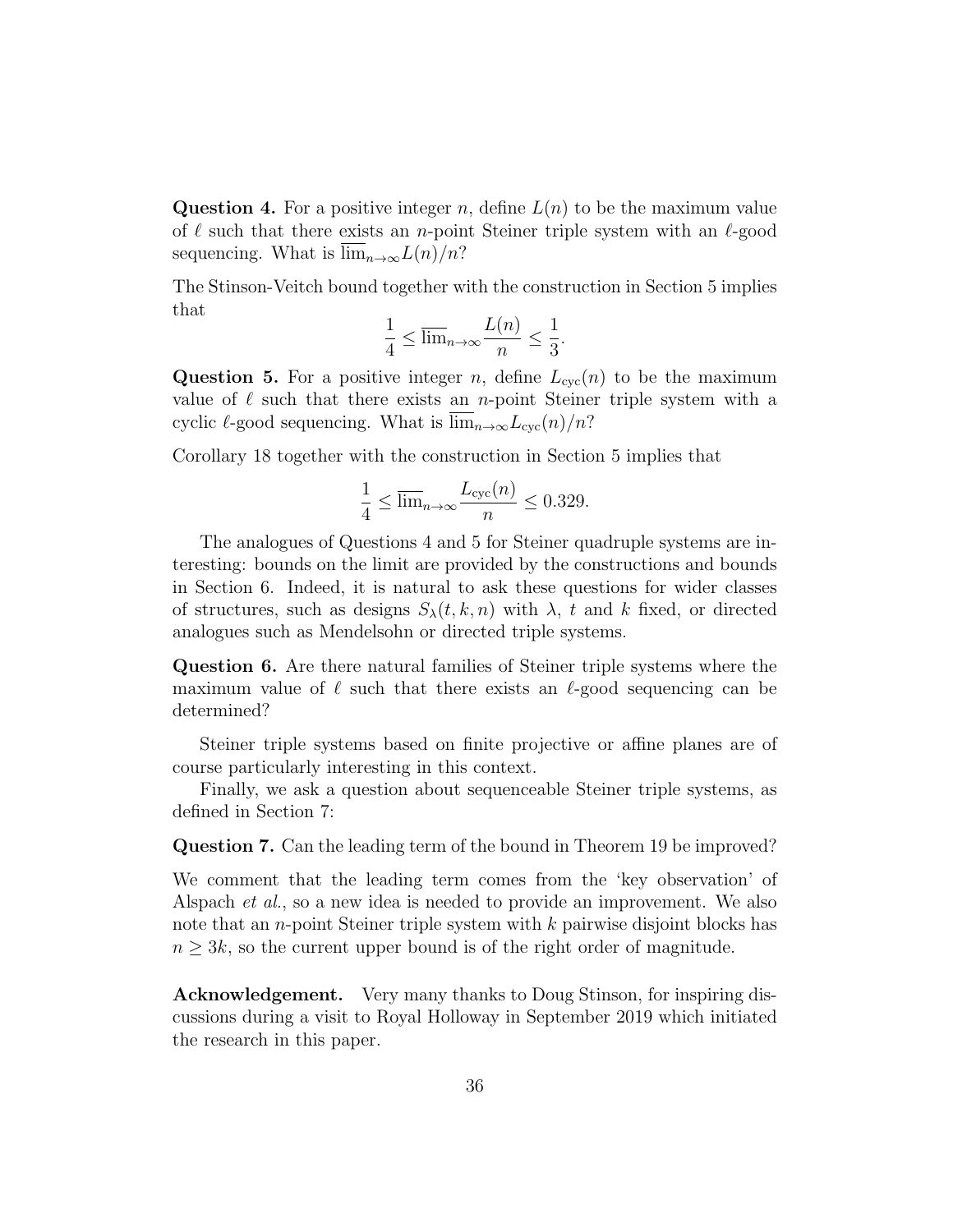**Question 4.** For a positive integer $n$, define $L(n)$ to be the maximum value of $\ell$ such that there exists an $n$-point Steiner triple system with an $\ell$-good sequencing. What is $\overline{\lim}_{n\to\infty} L(n)/n$?

The Stinson-Veitch bound together with the construction in Section 5 implies that

$$\frac{1}{4} \leq \overline{\lim}_{n\to\infty} \frac{L(n)}{n} \leq \frac{1}{3}.$$

**Question 5.** For a positive integer $n$, define $L_{\rm cyc}(n)$ to be the maximum value of $\ell$ such that there exists an $n$-point Steiner triple system with a cyclic $\ell$-good sequencing. What is $\overline{\lim}_{n\to\infty} L_{\rm cyc}(n)/n$?

Corollary 18 together with the construction in Section 5 implies that

$$\frac{1}{4} \leq \overline{\lim}_{n\to\infty} \frac{L_{\rm cyc}(n)}{n} \leq 0.329.$$

The analogues of Questions 4 and 5 for Steiner quadruple systems are interesting: bounds on the limit are provided by the constructions and bounds in Section 6. Indeed, it is natural to ask these questions for wider classes of structures, such as designs $S_\lambda(t, k, n)$ with $\lambda$, $t$ and $k$ fixed, or directed analogues such as Mendelsohn or directed triple systems.

**Question 6.** Are there natural families of Steiner triple systems where the maximum value of $\ell$ such that there exists an $\ell$-good sequencing can be determined?

Steiner triple systems based on finite projective or affine planes are of course particularly interesting in this context.

Finally, we ask a question about sequenceable Steiner triple systems, as defined in Section 7:

**Question 7.** Can the leading term of the bound in Theorem 19 be improved?

We comment that the leading term comes from the 'key observation' of Alspach *et al.*, so a new idea is needed to provide an improvement. We also note that an $n$-point Steiner triple system with $k$ pairwise disjoint blocks has $n \geq 3k$, so the current upper bound is of the right order of magnitude.

**Acknowledgement.** Very many thanks to Doug Stinson, for inspiring discussions during a visit to Royal Holloway in September 2019 which initiated the research in this paper.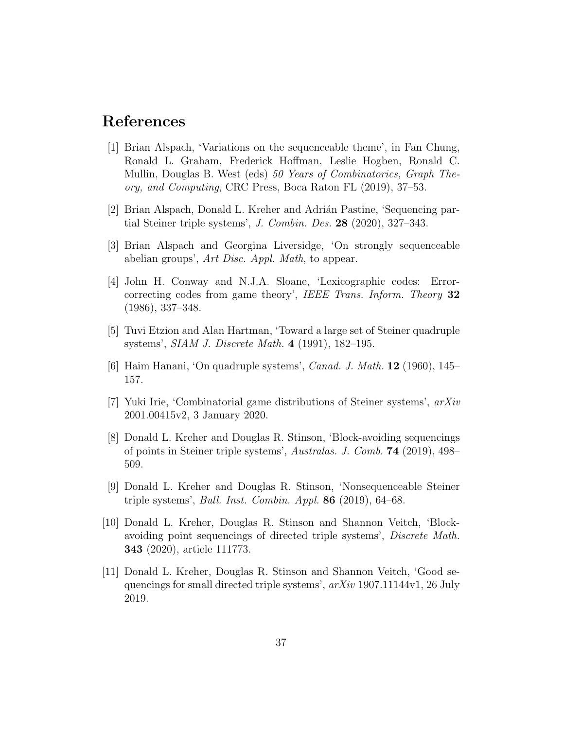# References

[1] Brian Alspach, 'Variations on the sequenceable theme', in Fan Chung, Ronald L. Graham, Frederick Hoffman, Leslie Hogben, Ronald C. Mullin, Douglas B. West (eds) *50 Years of Combinatorics, Graph Theory, and Computing*, CRC Press, Boca Raton FL (2019), 37–53.

[2] Brian Alspach, Donald L. Kreher and Adrián Pastine, 'Sequencing partial Steiner triple systems', *J. Combin. Des.* **28** (2020), 327–343.

[3] Brian Alspach and Georgina Liversidge, 'On strongly sequenceable abelian groups', *Art Disc. Appl. Math*, to appear.

[4] John H. Conway and N.J.A. Sloane, 'Lexicographic codes: Error-correcting codes from game theory', *IEEE Trans. Inform. Theory* **32** (1986), 337–348.

[5] Tuvi Etzion and Alan Hartman, 'Toward a large set of Steiner quadruple systems', *SIAM J. Discrete Math.* **4** (1991), 182–195.

[6] Haim Hanani, 'On quadruple systems', *Canad. J. Math.* **12** (1960), 145–157.

[7] Yuki Irie, 'Combinatorial game distributions of Steiner systems', *arXiv* 2001.00415v2, 3 January 2020.

[8] Donald L. Kreher and Douglas R. Stinson, 'Block-avoiding sequencings of points in Steiner triple systems', *Australas. J. Comb.* **74** (2019), 498–509.

[9] Donald L. Kreher and Douglas R. Stinson, 'Nonsequenceable Steiner triple systems', *Bull. Inst. Combin. Appl.* **86** (2019), 64–68.

[10] Donald L. Kreher, Douglas R. Stinson and Shannon Veitch, 'Block-avoiding point sequencings of directed triple systems', *Discrete Math.* **343** (2020), article 111773.

[11] Donald L. Kreher, Douglas R. Stinson and Shannon Veitch, 'Good sequencings for small directed triple systems', *arXiv* 1907.11144v1, 26 July 2019.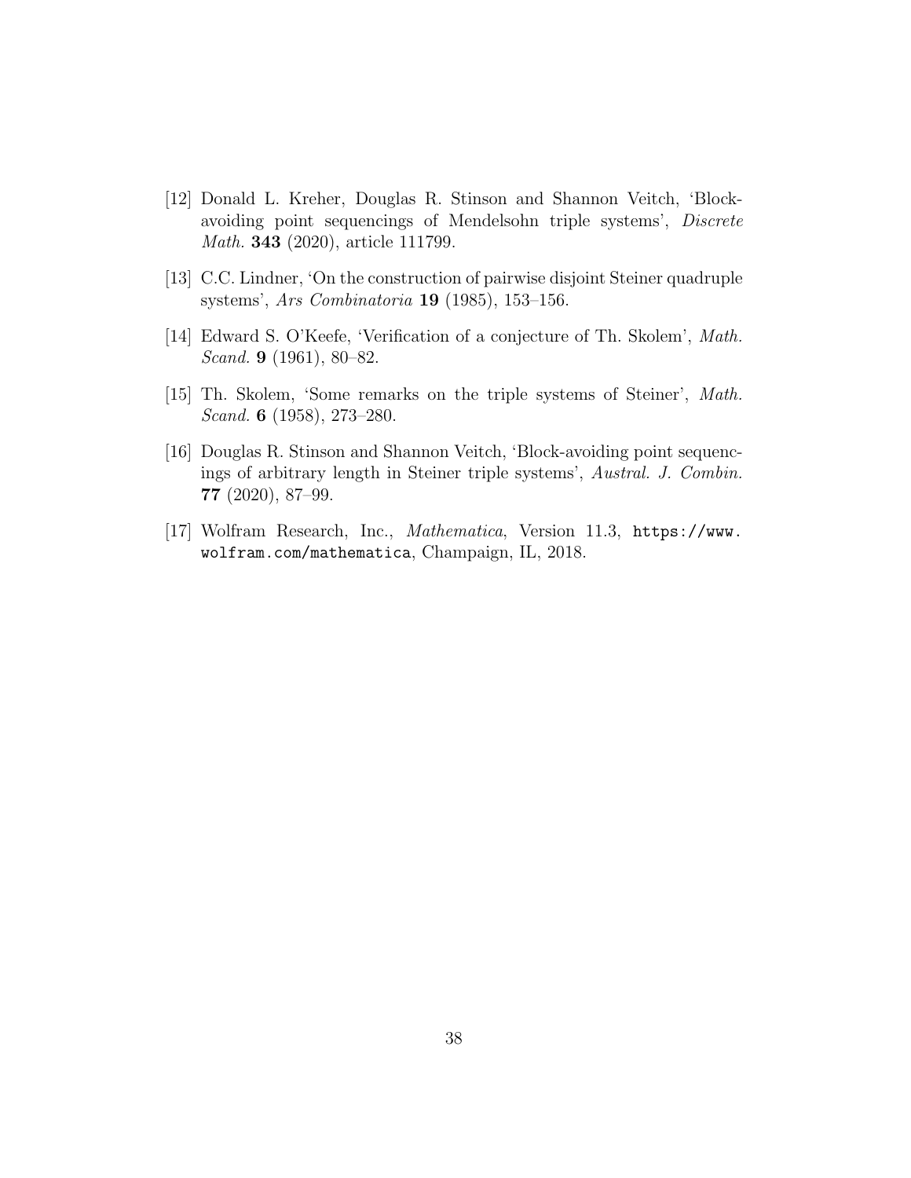[12] Donald L. Kreher, Douglas R. Stinson and Shannon Veitch, 'Block-avoiding point sequencings of Mendelsohn triple systems', *Discrete Math.* **343** (2020), article 111799.

[13] C.C. Lindner, 'On the construction of pairwise disjoint Steiner quadruple systems', *Ars Combinatoria* **19** (1985), 153–156.

[14] Edward S. O'Keefe, 'Verification of a conjecture of Th. Skolem', *Math. Scand.* **9** (1961), 80–82.

[15] Th. Skolem, 'Some remarks on the triple systems of Steiner', *Math. Scand.* **6** (1958), 273–280.

[16] Douglas R. Stinson and Shannon Veitch, 'Block-avoiding point sequencings of arbitrary length in Steiner triple systems', *Austral. J. Combin.* **77** (2020), 87–99.

[17] Wolfram Research, Inc., *Mathematica*, Version 11.3, `https://www.wolfram.com/mathematica`, Champaign, IL, 2018.